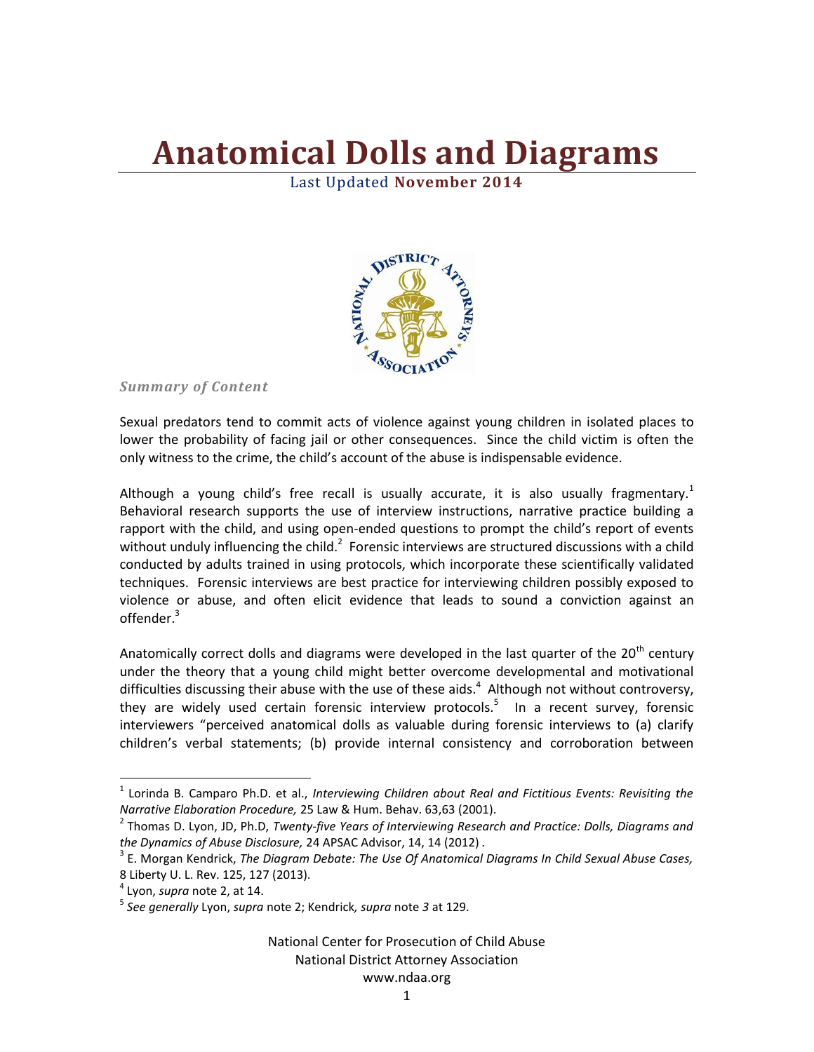# Anatomical Dolls and Diagrams

Last Updated **November 2014**

*Summary of Content*

Sexual predators tend to commit acts of violence against young children in isolated places to lower the probability of facing jail or other consequences. Since the child victim is often the only witness to the crime, the child's account of the abuse is indispensable evidence.

Although a young child's free recall is usually accurate, it is also usually fragmentary.[1] Behavioral research supports the use of interview instructions, narrative practice building a rapport with the child, and using open-ended questions to prompt the child's report of events without unduly influencing the child.[2] Forensic interviews are structured discussions with a child conducted by adults trained in using protocols, which incorporate these scientifically validated techniques. Forensic interviews are best practice for interviewing children possibly exposed to violence or abuse, and often elicit evidence that leads to sound a conviction against an offender.[3]

Anatomically correct dolls and diagrams were developed in the last quarter of the 20th century under the theory that a young child might better overcome developmental and motivational difficulties discussing their abuse with the use of these aids.[4] Although not without controversy, they are widely used certain forensic interview protocols.[5] In a recent survey, forensic interviewers "perceived anatomical dolls as valuable during forensic interviews to (a) clarify children's verbal statements; (b) provide internal consistency and corroboration between

---

[1] Lorinda B. Camparo Ph.D. et al., *Interviewing Children about Real and Fictitious Events: Revisiting the Narrative Elaboration Procedure,* 25 Law & Hum. Behav. 63,63 (2001).

[2] Thomas D. Lyon, JD, Ph.D, *Twenty-five Years of Interviewing Research and Practice: Dolls, Diagrams and the Dynamics of Abuse Disclosure,* 24 APSAC Advisor, 14, 14 (2012) .

[3] E. Morgan Kendrick, *The Diagram Debate: The Use Of Anatomical Diagrams In Child Sexual Abuse Cases,* 8 Liberty U. L. Rev. 125, 127 (2013).

[4] Lyon, *supra* note 2, at 14.

[5] *See generally* Lyon, *supra* note 2; Kendrick*, supra* note *3* at 129.

National Center for Prosecution of Child Abuse
National District Attorney Association
www.ndaa.org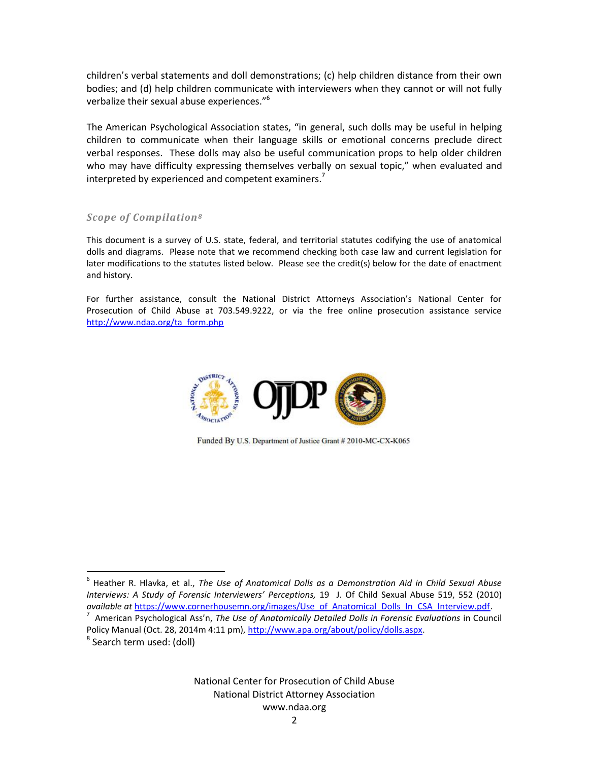children's verbal statements and doll demonstrations; (c) help children distance from their own bodies; and (d) help children communicate with interviewers when they cannot or will not fully verbalize their sexual abuse experiences."[6]

The American Psychological Association states, "in general, such dolls may be useful in helping children to communicate when their language skills or emotional concerns preclude direct verbal responses. These dolls may also be useful communication props to help older children who may have difficulty expressing themselves verbally on sexual topic," when evaluated and interpreted by experienced and competent examiners.[7]

### *Scope of Compilation*[8]

This document is a survey of U.S. state, federal, and territorial statutes codifying the use of anatomical dolls and diagrams. Please note that we recommend checking both case law and current legislation for later modifications to the statutes listed below. Please see the credit(s) below for the date of enactment and history.

For further assistance, consult the National District Attorneys Association's National Center for Prosecution of Child Abuse at 703.549.9222, or via the free online prosecution assistance service http://www.ndaa.org/ta_form.php

Funded By U.S. Department of Justice Grant # 2010-MC-CX-K065

---

[6] Heather R. Hlavka, et al., *The Use of Anatomical Dolls as a Demonstration Aid in Child Sexual Abuse Interviews: A Study of Forensic Interviewers' Perceptions,* 19 J. Of Child Sexual Abuse 519, 552 (2010) *available at* https://www.cornerhousemn.org/images/Use_of_Anatomical_Dolls_In_CSA_Interview.pdf.

[7] American Psychological Ass'n, *The Use of Anatomically Detailed Dolls in Forensic Evaluations* in Council Policy Manual (Oct. 28, 2014m 4:11 pm), http://www.apa.org/about/policy/dolls.aspx.

[8] Search term used: (doll)

National Center for Prosecution of Child Abuse
National District Attorney Association
www.ndaa.org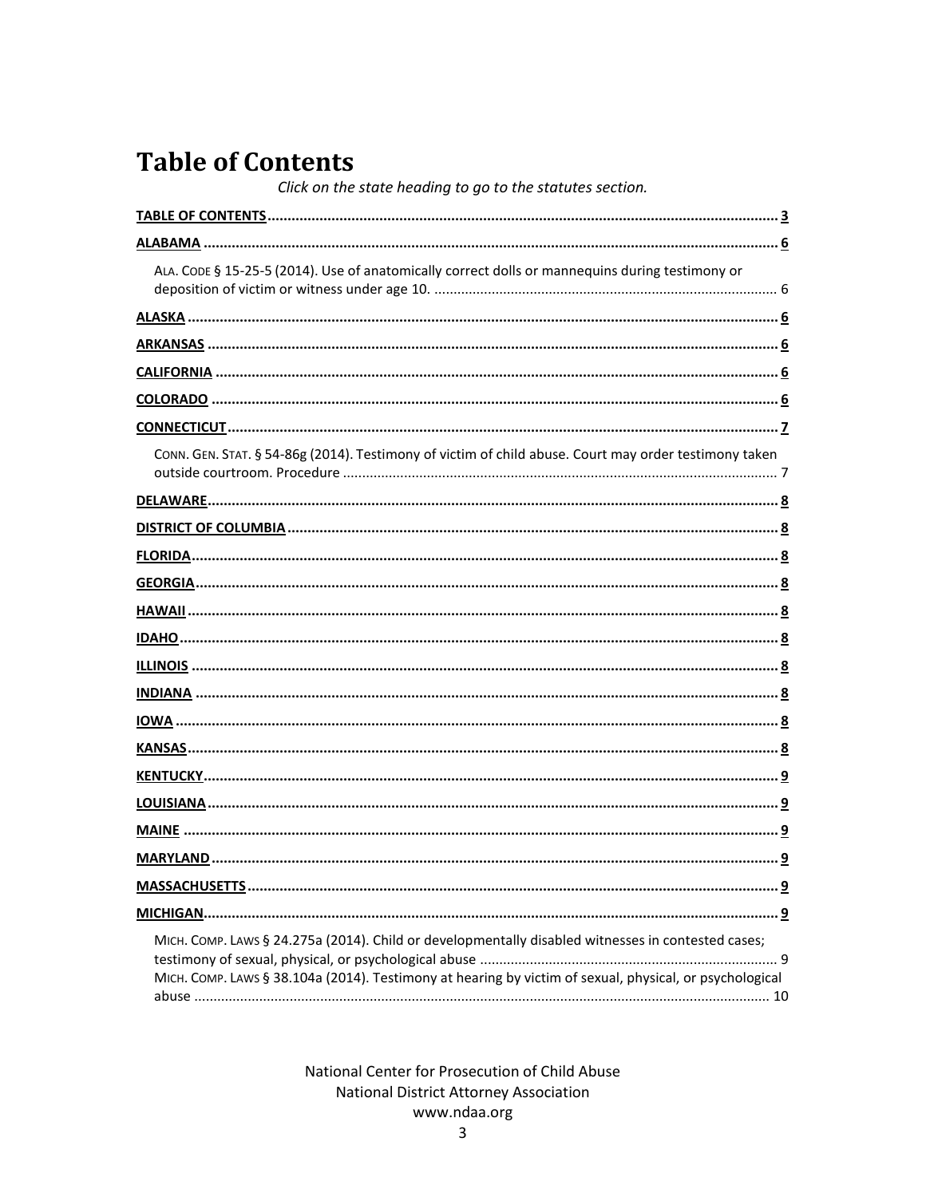# Table of Contents

*Click on the state heading to go to the statutes section.*

**TABLE OF CONTENTS** ........................................................................ 3

**ALABAMA** ........................................................................ 6

ALA. CODE § 15-25-5 (2014). Use of anatomically correct dolls or mannequins during testimony or deposition of victim or witness under age 10. ........................................................................ 6

**ALASKA** ........................................................................ 6

**ARKANSAS** ........................................................................ 6

**CALIFORNIA** ........................................................................ 6

**COLORADO** ........................................................................ 6

**CONNECTICUT** ........................................................................ 7

CONN. GEN. STAT. § 54-86g (2014). Testimony of victim of child abuse. Court may order testimony taken outside courtroom. Procedure ........................................................................ 7

**DELAWARE** ........................................................................ 8

**DISTRICT OF COLUMBIA** ........................................................................ 8

**FLORIDA** ........................................................................ 8

**GEORGIA** ........................................................................ 8

**HAWAII** ........................................................................ 8

**IDAHO** ........................................................................ 8

**ILLINOIS** ........................................................................ 8

**INDIANA** ........................................................................ 8

**IOWA** ........................................................................ 8

**KANSAS** ........................................................................ 8

**KENTUCKY** ........................................................................ 9

**LOUISIANA** ........................................................................ 9

**MAINE** ........................................................................ 9

**MARYLAND** ........................................................................ 9

**MASSACHUSETTS** ........................................................................ 9

**MICHIGAN** ........................................................................ 9

MICH. COMP. LAWS § 24.275a (2014). Child or developmentally disabled witnesses in contested cases; testimony of sexual, physical, or psychological abuse ........................................................................ 9

MICH. COMP. LAWS § 38.104a (2014). Testimony at hearing by victim of sexual, physical, or psychological abuse ........................................................................ 10

National Center for Prosecution of Child Abuse
National District Attorney Association
www.ndaa.org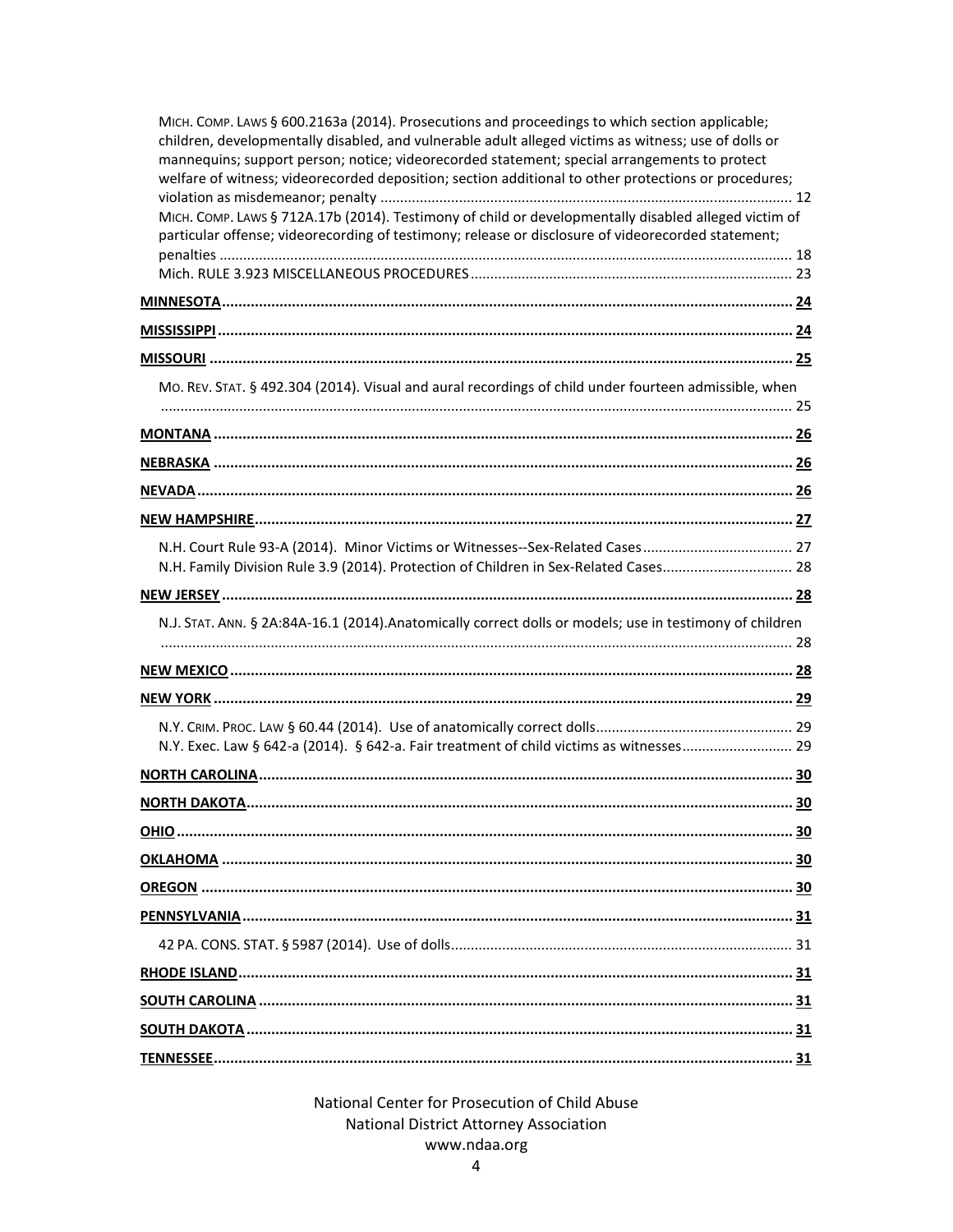MICH. COMP. LAWS § 600.2163a (2014). Prosecutions and proceedings to which section applicable; children, developmentally disabled, and vulnerable adult alleged victims as witness; use of dolls or mannequins; support person; notice; videorecorded statement; special arrangements to protect welfare of witness; videorecorded deposition; section additional to other protections or procedures; violation as misdemeanor; penalty ........................................................................................................ 12

MICH. COMP. LAWS § 712A.17b (2014). Testimony of child or developmentally disabled alleged victim of particular offense; videorecording of testimony; release or disclosure of videorecorded statement; penalties ................................................................................................................................ 18

Mich. RULE 3.923 MISCELLANEOUS PROCEDURES ................................................................................. 23

**MINNESOTA** ........................................................................................................................... **24**

**MISSISSIPPI** ............................................................................................................................ **24**

**MISSOURI** ............................................................................................................................... **25**

MO. REV. STAT. § 492.304 (2014). Visual and aural recordings of child under fourteen admissible, when ................................................................................................................................................ 25

**MONTANA** .............................................................................................................................. **26**

**NEBRASKA** ............................................................................................................................. **26**

**NEVADA** .................................................................................................................................. **26**

**NEW HAMPSHIRE** ................................................................................................................... **27**

N.H. Court Rule 93-A (2014). Minor Victims or Witnesses--Sex-Related Cases ...................................... 27

N.H. Family Division Rule 3.9 (2014). Protection of Children in Sex-Related Cases ................................. 28

**NEW JERSEY** ........................................................................................................................... **28**

N.J. STAT. ANN. § 2A:84A-16.1 (2014).Anatomically correct dolls or models; use in testimony of children ................................................................................................................................................ 28

**NEW MEXICO** .......................................................................................................................... **28**

**NEW YORK** ............................................................................................................................. **29**

N.Y. CRIM. PROC. LAW § 60.44 (2014). Use of anatomically correct dolls .................................................. 29

N.Y. Exec. Law § 642-a (2014). § 642-a. Fair treatment of child victims as witnesses ............................ 29

**NORTH CAROLINA** .................................................................................................................. **30**

**NORTH DAKOTA** ..................................................................................................................... **30**

**OHIO** ....................................................................................................................................... **30**

**OKLAHOMA** ........................................................................................................................... **30**

**OREGON** ................................................................................................................................. **30**

**PENNSYLVANIA** ...................................................................................................................... **31**

42 PA. CONS. STAT. § 5987 (2014). Use of dolls ...................................................................................... 31

**RHODE ISLAND** ....................................................................................................................... **31**

**SOUTH CAROLINA** .................................................................................................................. **31**

**SOUTH DAKOTA** ..................................................................................................................... **31**

**TENNESSEE** ............................................................................................................................. **31**

National Center for Prosecution of Child Abuse
National District Attorney Association
www.ndaa.org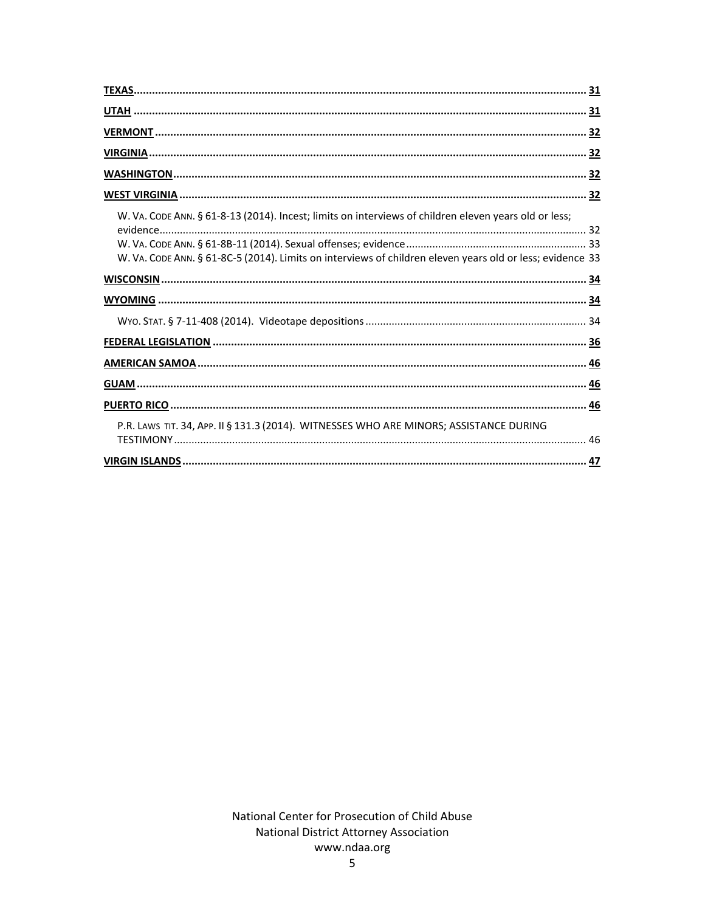**TEXAS** ........................................................................................................................................ 31

**UTAH** .......................................................................................................................................... 31

**VERMONT** ................................................................................................................................... 32

**VIRGINIA** .................................................................................................................................... 32

**WASHINGTON** ............................................................................................................................. 32

**WEST VIRGINIA** ........................................................................................................................... 32

W. VA. CODE ANN. § 61-8-13 (2014). Incest; limits on interviews of children eleven years old or less; evidence ........................................................................................................................................ 32

W. VA. CODE ANN. § 61-8B-11 (2014). Sexual offenses; evidence ............................................................. 33

W. VA. CODE ANN. § 61-8C-5 (2014). Limits on interviews of children eleven years old or less; evidence 33

**WISCONSIN** ................................................................................................................................. 34

**WYOMING** ................................................................................................................................... 34

WYO. STAT. § 7-11-408 (2014). Videotape depositions ............................................................................ 34

**FEDERAL LEGISLATION** ................................................................................................................. 36

**AMERICAN SAMOA** ...................................................................................................................... 46

**GUAM** ......................................................................................................................................... 46

**PUERTO RICO** .............................................................................................................................. 46

P.R. LAWS TIT. 34, APP. II § 131.3 (2014). WITNESSES WHO ARE MINORS; ASSISTANCE DURING TESTIMONY ........................................................................................................................................ 46

**VIRGIN ISLANDS** .......................................................................................................................... 47

National Center for Prosecution of Child Abuse
National District Attorney Association
www.ndaa.org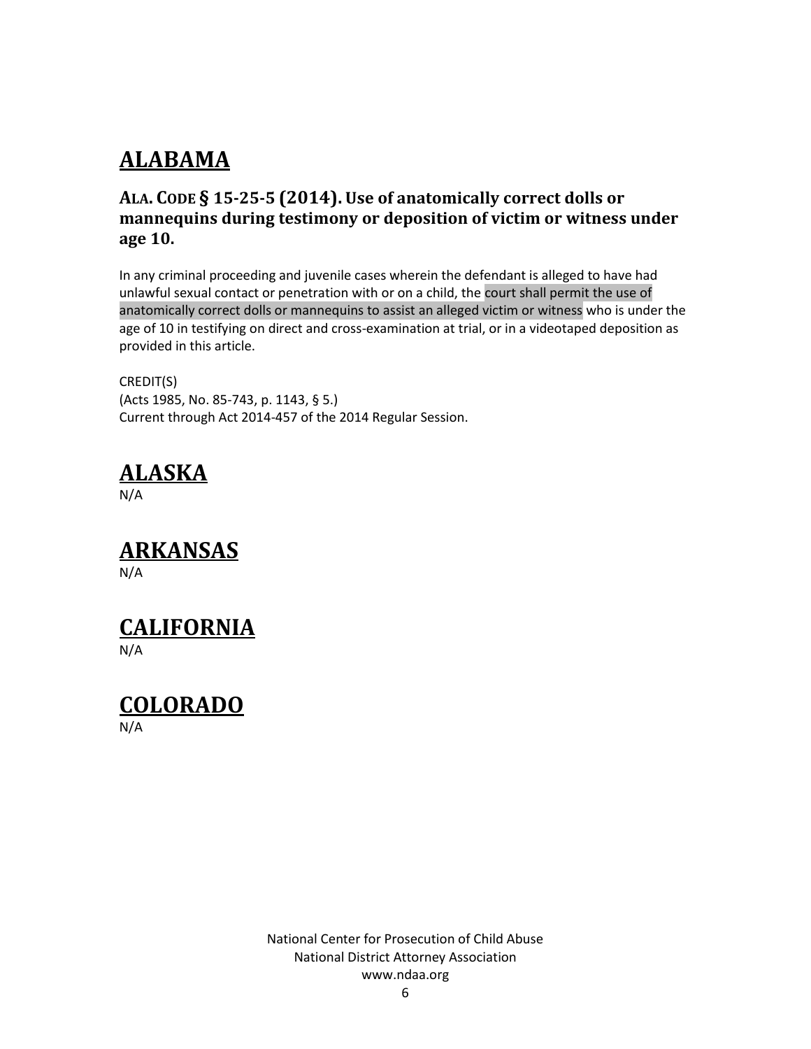# ALABAMA

### ALA. CODE § 15-25-5 (2014). Use of anatomically correct dolls or mannequins during testimony or deposition of victim or witness under age 10.

In any criminal proceeding and juvenile cases wherein the defendant is alleged to have had unlawful sexual contact or penetration with or on a child, the court shall permit the use of anatomically correct dolls or mannequins to assist an alleged victim or witness who is under the age of 10 in testifying on direct and cross-examination at trial, or in a videotaped deposition as provided in this article.

CREDIT(S)
(Acts 1985, No. 85-743, p. 1143, § 5.)
Current through Act 2014-457 of the 2014 Regular Session.

# ALASKA

N/A

# ARKANSAS

N/A

# CALIFORNIA

N/A

# COLORADO

N/A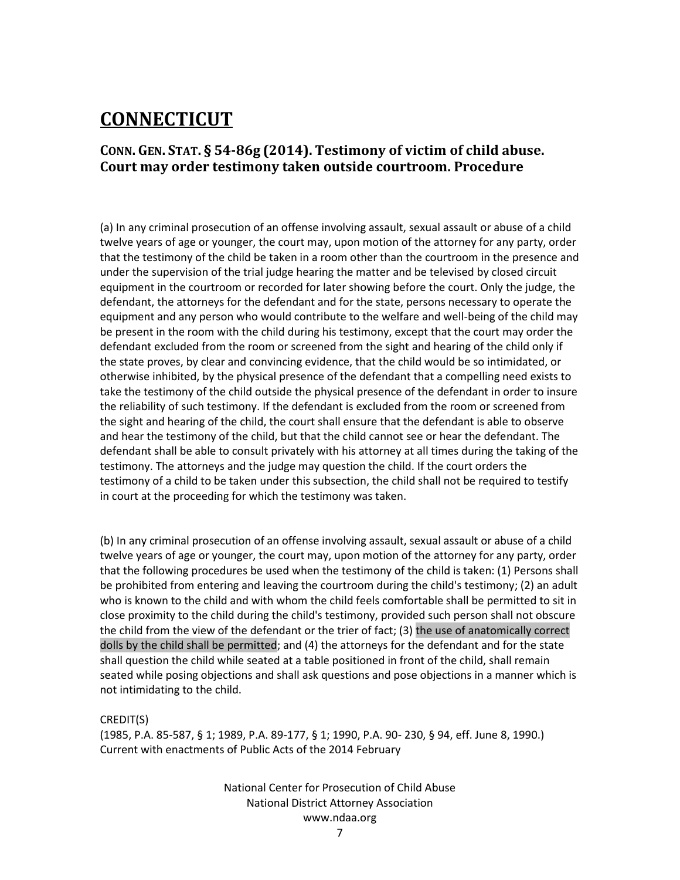# CONNECTICUT

## CONN. GEN. STAT. § 54-86g (2014). Testimony of victim of child abuse. Court may order testimony taken outside courtroom. Procedure

(a) In any criminal prosecution of an offense involving assault, sexual assault or abuse of a child twelve years of age or younger, the court may, upon motion of the attorney for any party, order that the testimony of the child be taken in a room other than the courtroom in the presence and under the supervision of the trial judge hearing the matter and be televised by closed circuit equipment in the courtroom or recorded for later showing before the court. Only the judge, the defendant, the attorneys for the defendant and for the state, persons necessary to operate the equipment and any person who would contribute to the welfare and well-being of the child may be present in the room with the child during his testimony, except that the court may order the defendant excluded from the room or screened from the sight and hearing of the child only if the state proves, by clear and convincing evidence, that the child would be so intimidated, or otherwise inhibited, by the physical presence of the defendant that a compelling need exists to take the testimony of the child outside the physical presence of the defendant in order to insure the reliability of such testimony. If the defendant is excluded from the room or screened from the sight and hearing of the child, the court shall ensure that the defendant is able to observe and hear the testimony of the child, but that the child cannot see or hear the defendant. The defendant shall be able to consult privately with his attorney at all times during the taking of the testimony. The attorneys and the judge may question the child. If the court orders the testimony of a child to be taken under this subsection, the child shall not be required to testify in court at the proceeding for which the testimony was taken.

(b) In any criminal prosecution of an offense involving assault, sexual assault or abuse of a child twelve years of age or younger, the court may, upon motion of the attorney for any party, order that the following procedures be used when the testimony of the child is taken: (1) Persons shall be prohibited from entering and leaving the courtroom during the child's testimony; (2) an adult who is known to the child and with whom the child feels comfortable shall be permitted to sit in close proximity to the child during the child's testimony, provided such person shall not obscure the child from the view of the defendant or the trier of fact; (3) the use of anatomically correct dolls by the child shall be permitted; and (4) the attorneys for the defendant and for the state shall question the child while seated at a table positioned in front of the child, shall remain seated while posing objections and shall ask questions and pose objections in a manner which is not intimidating to the child.

CREDIT(S)
(1985, P.A. 85-587, § 1; 1989, P.A. 89-177, § 1; 1990, P.A. 90- 230, § 94, eff. June 8, 1990.)
Current with enactments of Public Acts of the 2014 February

National Center for Prosecution of Child Abuse
National District Attorney Association
www.ndaa.org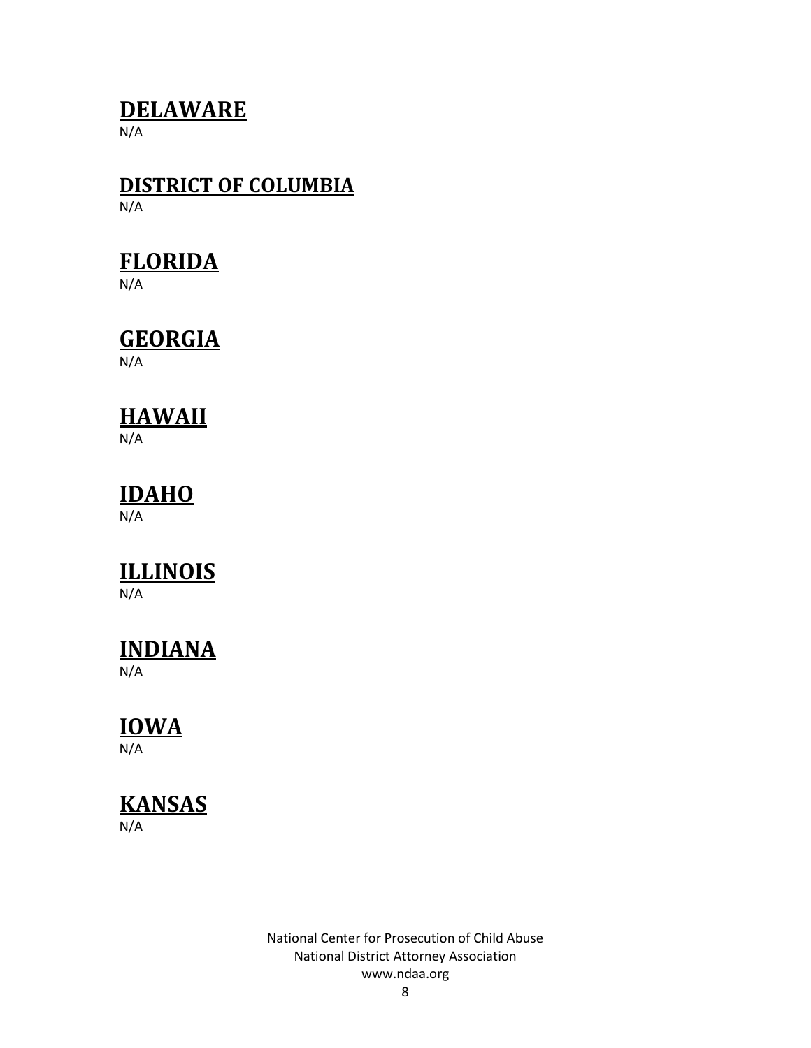## **DELAWARE**

N/A

## **DISTRICT OF COLUMBIA**

N/A

## **FLORIDA**

N/A

## **GEORGIA**

N/A

## **HAWAII**

N/A

## **IDAHO**

N/A

## **ILLINOIS**

N/A

## **INDIANA**

N/A

## **IOWA**

N/A

## **KANSAS**

N/A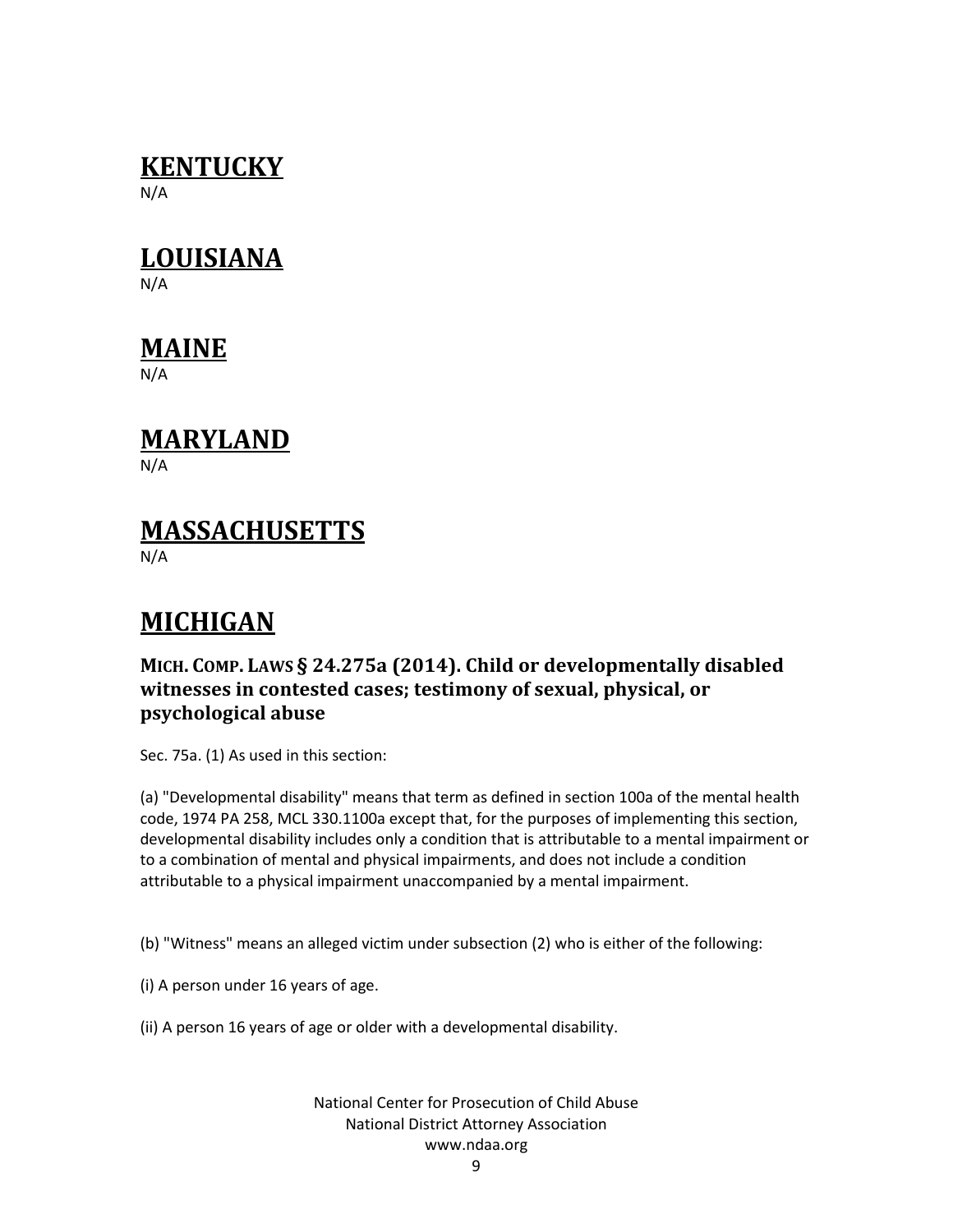## KENTUCKY

N/A

## LOUISIANA

N/A

## MAINE

N/A

## MARYLAND

N/A

## MASSACHUSETTS

N/A

## MICHIGAN

### MICH. COMP. LAWS § 24.275a (2014). Child or developmentally disabled witnesses in contested cases; testimony of sexual, physical, or psychological abuse

Sec. 75a. (1) As used in this section:

(a) "Developmental disability" means that term as defined in section 100a of the mental health code, 1974 PA 258, MCL 330.1100a except that, for the purposes of implementing this section, developmental disability includes only a condition that is attributable to a mental impairment or to a combination of mental and physical impairments, and does not include a condition attributable to a physical impairment unaccompanied by a mental impairment.

(b) "Witness" means an alleged victim under subsection (2) who is either of the following:

(i) A person under 16 years of age.

(ii) A person 16 years of age or older with a developmental disability.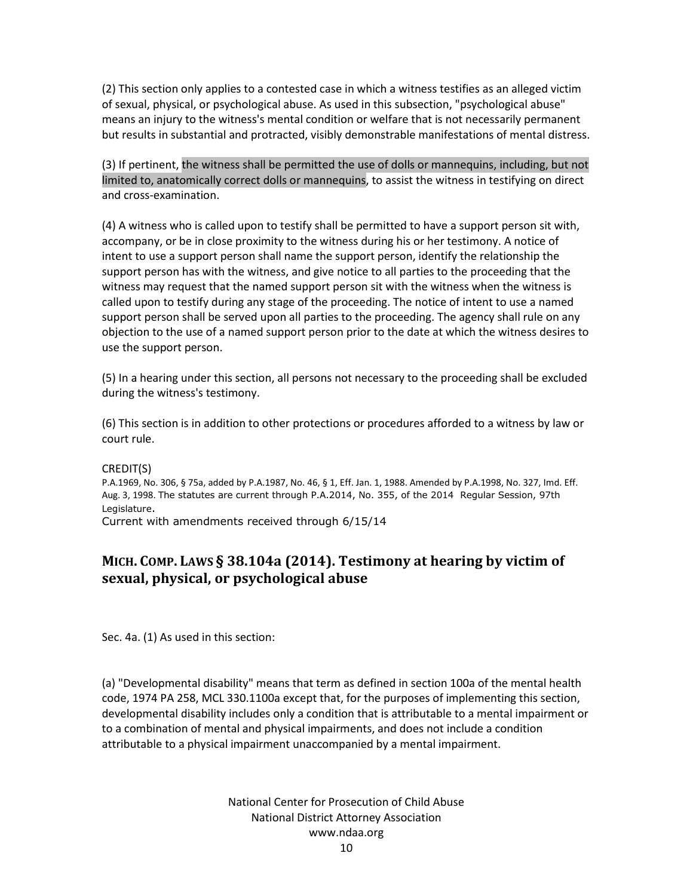(2) This section only applies to a contested case in which a witness testifies as an alleged victim of sexual, physical, or psychological abuse. As used in this subsection, "psychological abuse" means an injury to the witness's mental condition or welfare that is not necessarily permanent but results in substantial and protracted, visibly demonstrable manifestations of mental distress.

(3) If pertinent, the witness shall be permitted the use of dolls or mannequins, including, but not limited to, anatomically correct dolls or mannequins, to assist the witness in testifying on direct and cross-examination.

(4) A witness who is called upon to testify shall be permitted to have a support person sit with, accompany, or be in close proximity to the witness during his or her testimony. A notice of intent to use a support person shall name the support person, identify the relationship the support person has with the witness, and give notice to all parties to the proceeding that the witness may request that the named support person sit with the witness when the witness is called upon to testify during any stage of the proceeding. The notice of intent to use a named support person shall be served upon all parties to the proceeding. The agency shall rule on any objection to the use of a named support person prior to the date at which the witness desires to use the support person.

(5) In a hearing under this section, all persons not necessary to the proceeding shall be excluded during the witness's testimony.

(6) This section is in addition to other protections or procedures afforded to a witness by law or court rule.

CREDIT(S)
P.A.1969, No. 306, § 75a, added by P.A.1987, No. 46, § 1, Eff. Jan. 1, 1988. Amended by P.A.1998, No. 327, Imd. Eff. Aug. 3, 1998. The statutes are current through P.A.2014, No. 355, of the 2014 Regular Session, 97th Legislature.
Current with amendments received through 6/15/14

## MICH. COMP. LAWS § 38.104a (2014). Testimony at hearing by victim of sexual, physical, or psychological abuse

Sec. 4a. (1) As used in this section:

(a) "Developmental disability" means that term as defined in section 100a of the mental health code, 1974 PA 258, MCL 330.1100a except that, for the purposes of implementing this section, developmental disability includes only a condition that is attributable to a mental impairment or to a combination of mental and physical impairments, and does not include a condition attributable to a physical impairment unaccompanied by a mental impairment.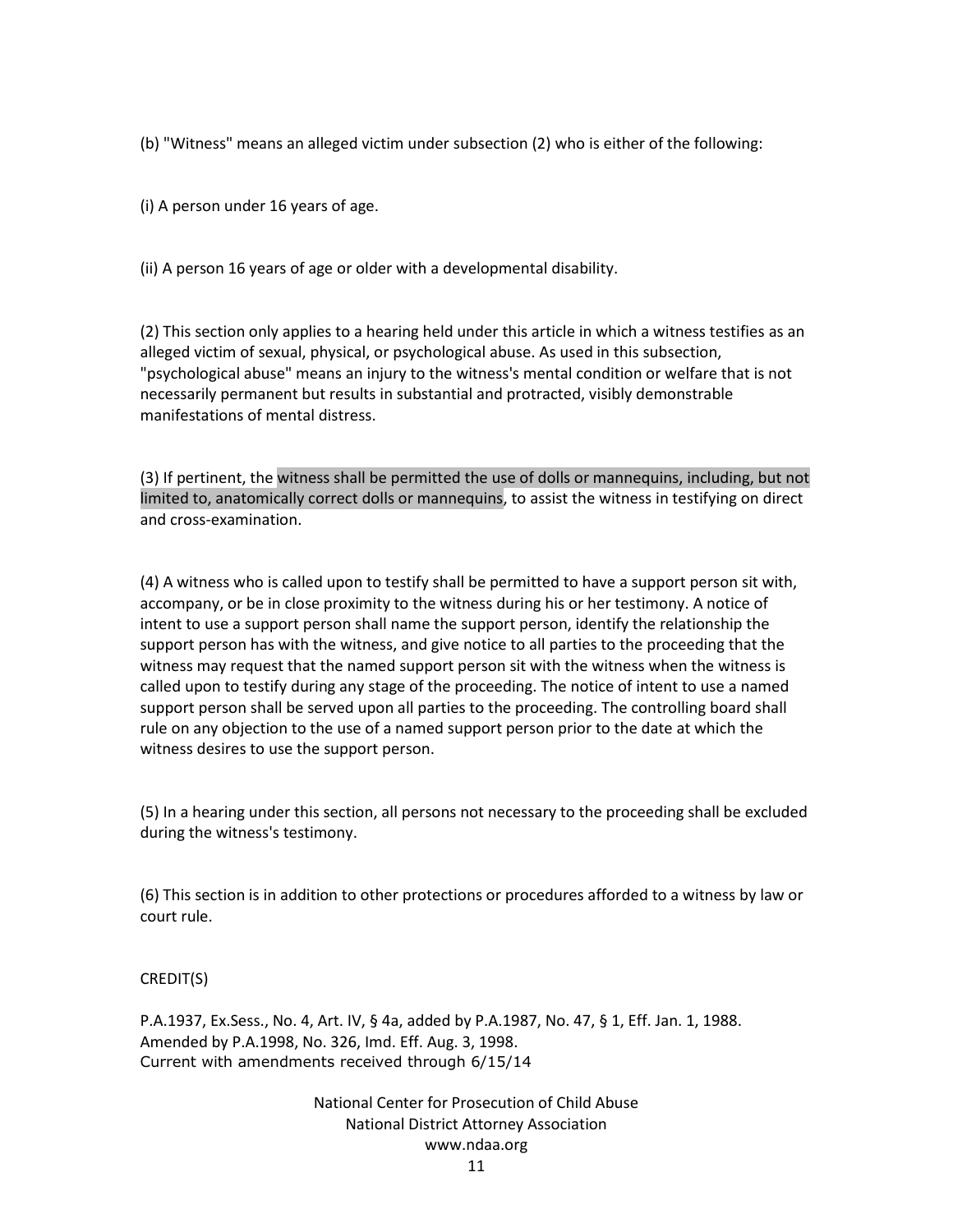(b) "Witness" means an alleged victim under subsection (2) who is either of the following:

(i) A person under 16 years of age.

(ii) A person 16 years of age or older with a developmental disability.

(2) This section only applies to a hearing held under this article in which a witness testifies as an alleged victim of sexual, physical, or psychological abuse. As used in this subsection, "psychological abuse" means an injury to the witness's mental condition or welfare that is not necessarily permanent but results in substantial and protracted, visibly demonstrable manifestations of mental distress.

(3) If pertinent, the witness shall be permitted the use of dolls or mannequins, including, but not limited to, anatomically correct dolls or mannequins, to assist the witness in testifying on direct and cross-examination.

(4) A witness who is called upon to testify shall be permitted to have a support person sit with, accompany, or be in close proximity to the witness during his or her testimony. A notice of intent to use a support person shall name the support person, identify the relationship the support person has with the witness, and give notice to all parties to the proceeding that the witness may request that the named support person sit with the witness when the witness is called upon to testify during any stage of the proceeding. The notice of intent to use a named support person shall be served upon all parties to the proceeding. The controlling board shall rule on any objection to the use of a named support person prior to the date at which the witness desires to use the support person.

(5) In a hearing under this section, all persons not necessary to the proceeding shall be excluded during the witness's testimony.

(6) This section is in addition to other protections or procedures afforded to a witness by law or court rule.

CREDIT(S)

P.A.1937, Ex.Sess., No. 4, Art. IV, § 4a, added by P.A.1987, No. 47, § 1, Eff. Jan. 1, 1988.
Amended by P.A.1998, No. 326, Imd. Eff. Aug. 3, 1998.
Current with amendments received through 6/15/14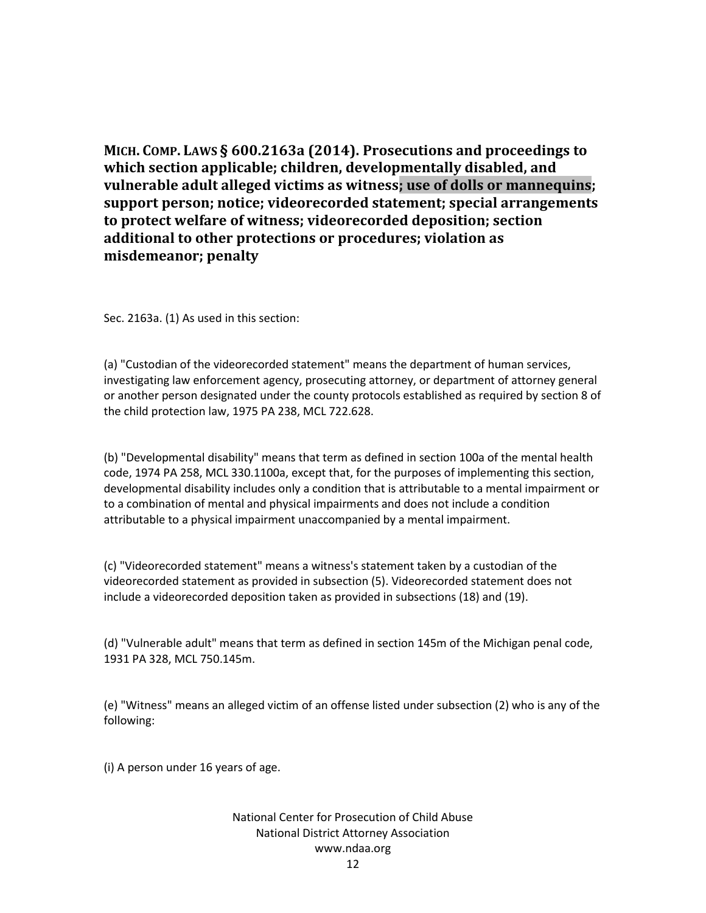**MICH. COMP. LAWS § 600.2163a (2014). Prosecutions and proceedings to which section applicable; children, developmentally disabled, and vulnerable adult alleged victims as witness; use of dolls or mannequins; support person; notice; videorecorded statement; special arrangements to protect welfare of witness; videorecorded deposition; section additional to other protections or procedures; violation as misdemeanor; penalty**

Sec. 2163a. (1) As used in this section:

(a) "Custodian of the videorecorded statement" means the department of human services, investigating law enforcement agency, prosecuting attorney, or department of attorney general or another person designated under the county protocols established as required by section 8 of the child protection law, 1975 PA 238, MCL 722.628.

(b) "Developmental disability" means that term as defined in section 100a of the mental health code, 1974 PA 258, MCL 330.1100a, except that, for the purposes of implementing this section, developmental disability includes only a condition that is attributable to a mental impairment or to a combination of mental and physical impairments and does not include a condition attributable to a physical impairment unaccompanied by a mental impairment.

(c) "Videorecorded statement" means a witness's statement taken by a custodian of the videorecorded statement as provided in subsection (5). Videorecorded statement does not include a videorecorded deposition taken as provided in subsections (18) and (19).

(d) "Vulnerable adult" means that term as defined in section 145m of the Michigan penal code, 1931 PA 328, MCL 750.145m.

(e) "Witness" means an alleged victim of an offense listed under subsection (2) who is any of the following:

(i) A person under 16 years of age.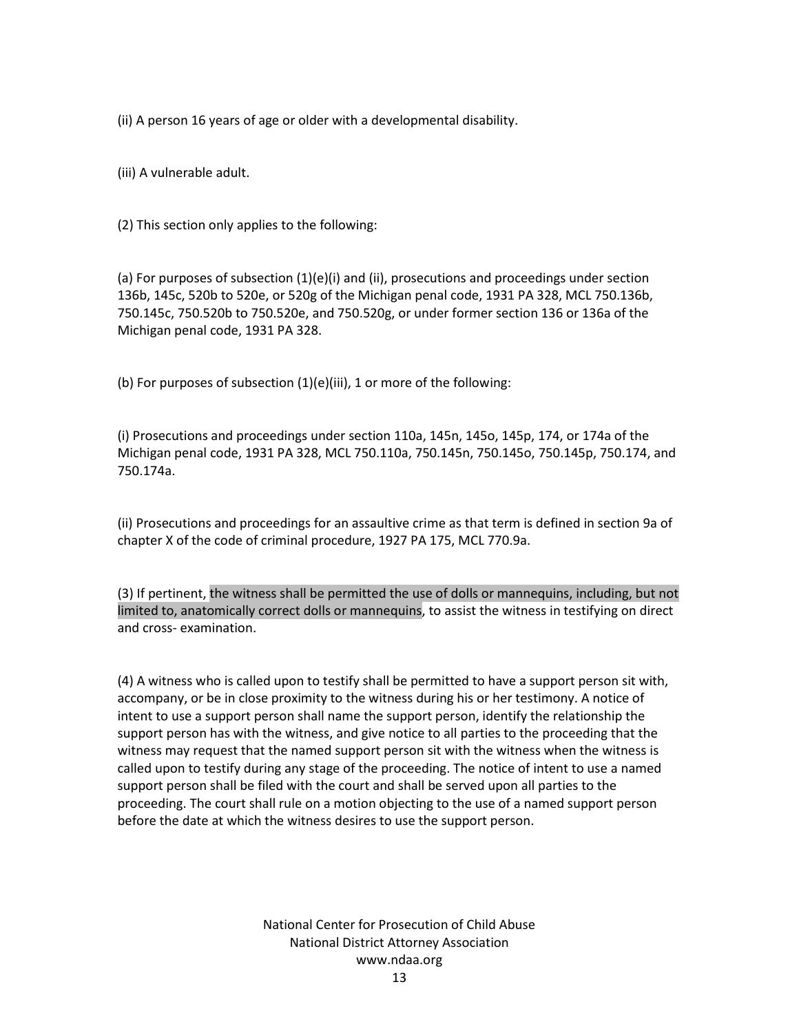(ii) A person 16 years of age or older with a developmental disability.

(iii) A vulnerable adult.

(2) This section only applies to the following:

(a) For purposes of subsection (1)(e)(i) and (ii), prosecutions and proceedings under section 136b, 145c, 520b to 520e, or 520g of the Michigan penal code, 1931 PA 328, MCL 750.136b, 750.145c, 750.520b to 750.520e, and 750.520g, or under former section 136 or 136a of the Michigan penal code, 1931 PA 328.

(b) For purposes of subsection (1)(e)(iii), 1 or more of the following:

(i) Prosecutions and proceedings under section 110a, 145n, 145o, 145p, 174, or 174a of the Michigan penal code, 1931 PA 328, MCL 750.110a, 750.145n, 750.145o, 750.145p, 750.174, and 750.174a.

(ii) Prosecutions and proceedings for an assaultive crime as that term is defined in section 9a of chapter X of the code of criminal procedure, 1927 PA 175, MCL 770.9a.

(3) If pertinent, the witness shall be permitted the use of dolls or mannequins, including, but not limited to, anatomically correct dolls or mannequins, to assist the witness in testifying on direct and cross- examination.

(4) A witness who is called upon to testify shall be permitted to have a support person sit with, accompany, or be in close proximity to the witness during his or her testimony. A notice of intent to use a support person shall name the support person, identify the relationship the support person has with the witness, and give notice to all parties to the proceeding that the witness may request that the named support person sit with the witness when the witness is called upon to testify during any stage of the proceeding. The notice of intent to use a named support person shall be filed with the court and shall be served upon all parties to the proceeding. The court shall rule on a motion objecting to the use of a named support person before the date at which the witness desires to use the support person.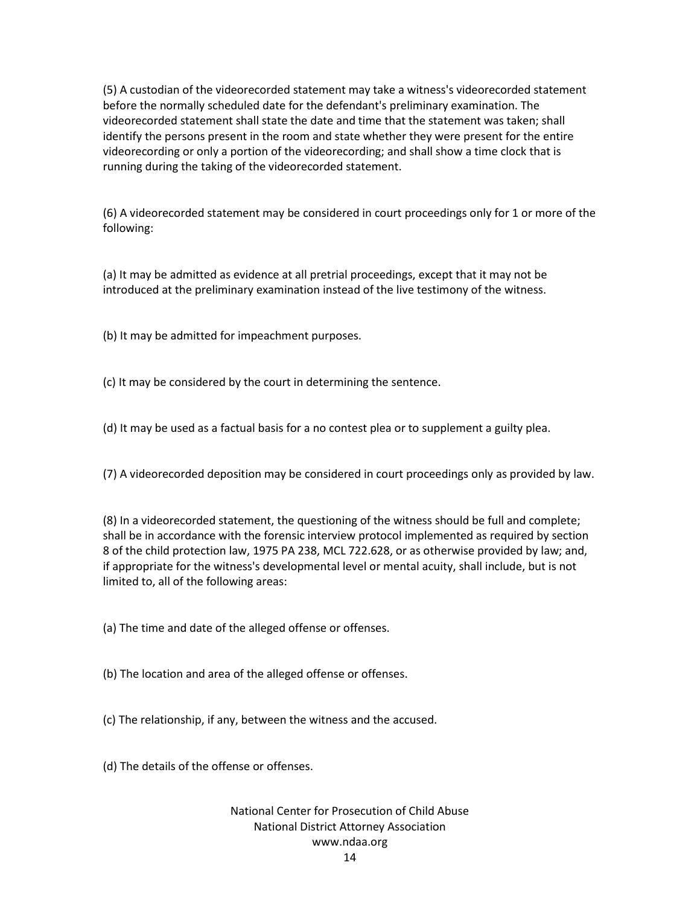(5) A custodian of the videorecorded statement may take a witness's videorecorded statement before the normally scheduled date for the defendant's preliminary examination. The videorecorded statement shall state the date and time that the statement was taken; shall identify the persons present in the room and state whether they were present for the entire videorecording or only a portion of the videorecording; and shall show a time clock that is running during the taking of the videorecorded statement.

(6) A videorecorded statement may be considered in court proceedings only for 1 or more of the following:

(a) It may be admitted as evidence at all pretrial proceedings, except that it may not be introduced at the preliminary examination instead of the live testimony of the witness.

(b) It may be admitted for impeachment purposes.

(c) It may be considered by the court in determining the sentence.

(d) It may be used as a factual basis for a no contest plea or to supplement a guilty plea.

(7) A videorecorded deposition may be considered in court proceedings only as provided by law.

(8) In a videorecorded statement, the questioning of the witness should be full and complete; shall be in accordance with the forensic interview protocol implemented as required by section 8 of the child protection law, 1975 PA 238, MCL 722.628, or as otherwise provided by law; and, if appropriate for the witness's developmental level or mental acuity, shall include, but is not limited to, all of the following areas:

(a) The time and date of the alleged offense or offenses.

(b) The location and area of the alleged offense or offenses.

(c) The relationship, if any, between the witness and the accused.

(d) The details of the offense or offenses.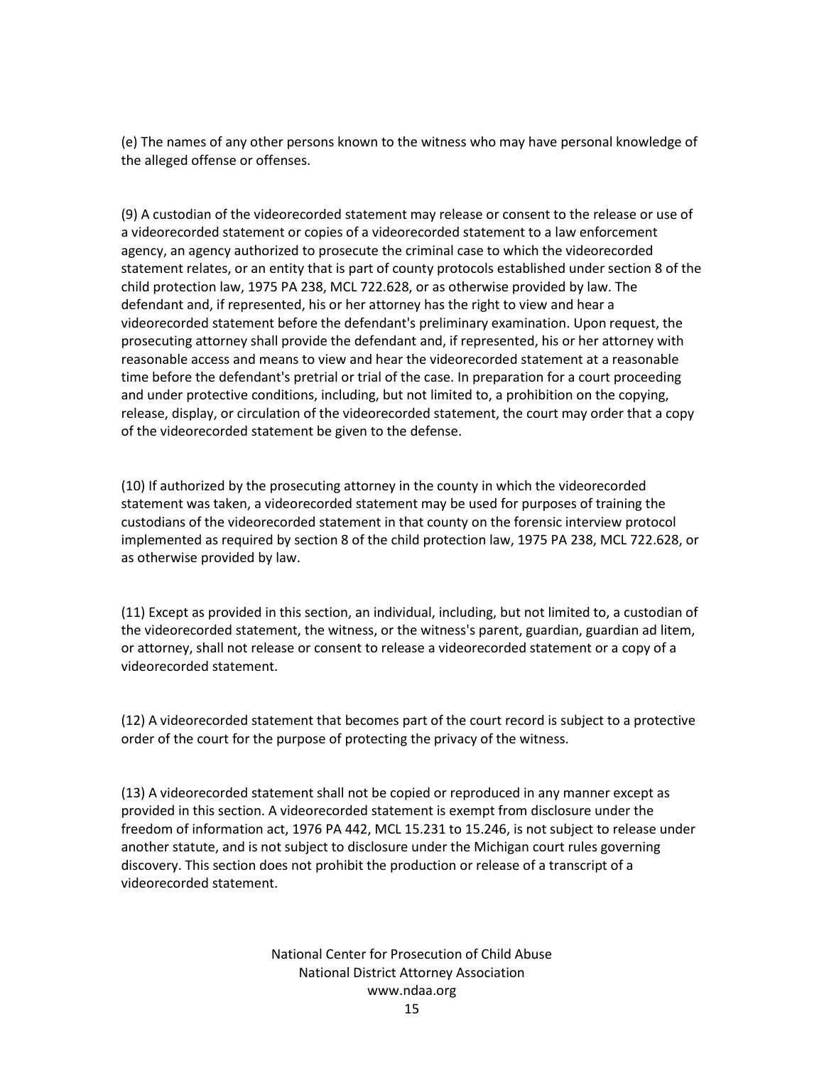(e) The names of any other persons known to the witness who may have personal knowledge of the alleged offense or offenses.

(9) A custodian of the videorecorded statement may release or consent to the release or use of a videorecorded statement or copies of a videorecorded statement to a law enforcement agency, an agency authorized to prosecute the criminal case to which the videorecorded statement relates, or an entity that is part of county protocols established under section 8 of the child protection law, 1975 PA 238, MCL 722.628, or as otherwise provided by law. The defendant and, if represented, his or her attorney has the right to view and hear a videorecorded statement before the defendant's preliminary examination. Upon request, the prosecuting attorney shall provide the defendant and, if represented, his or her attorney with reasonable access and means to view and hear the videorecorded statement at a reasonable time before the defendant's pretrial or trial of the case. In preparation for a court proceeding and under protective conditions, including, but not limited to, a prohibition on the copying, release, display, or circulation of the videorecorded statement, the court may order that a copy of the videorecorded statement be given to the defense.

(10) If authorized by the prosecuting attorney in the county in which the videorecorded statement was taken, a videorecorded statement may be used for purposes of training the custodians of the videorecorded statement in that county on the forensic interview protocol implemented as required by section 8 of the child protection law, 1975 PA 238, MCL 722.628, or as otherwise provided by law.

(11) Except as provided in this section, an individual, including, but not limited to, a custodian of the videorecorded statement, the witness, or the witness's parent, guardian, guardian ad litem, or attorney, shall not release or consent to release a videorecorded statement or a copy of a videorecorded statement.

(12) A videorecorded statement that becomes part of the court record is subject to a protective order of the court for the purpose of protecting the privacy of the witness.

(13) A videorecorded statement shall not be copied or reproduced in any manner except as provided in this section. A videorecorded statement is exempt from disclosure under the freedom of information act, 1976 PA 442, MCL 15.231 to 15.246, is not subject to release under another statute, and is not subject to disclosure under the Michigan court rules governing discovery. This section does not prohibit the production or release of a transcript of a videorecorded statement.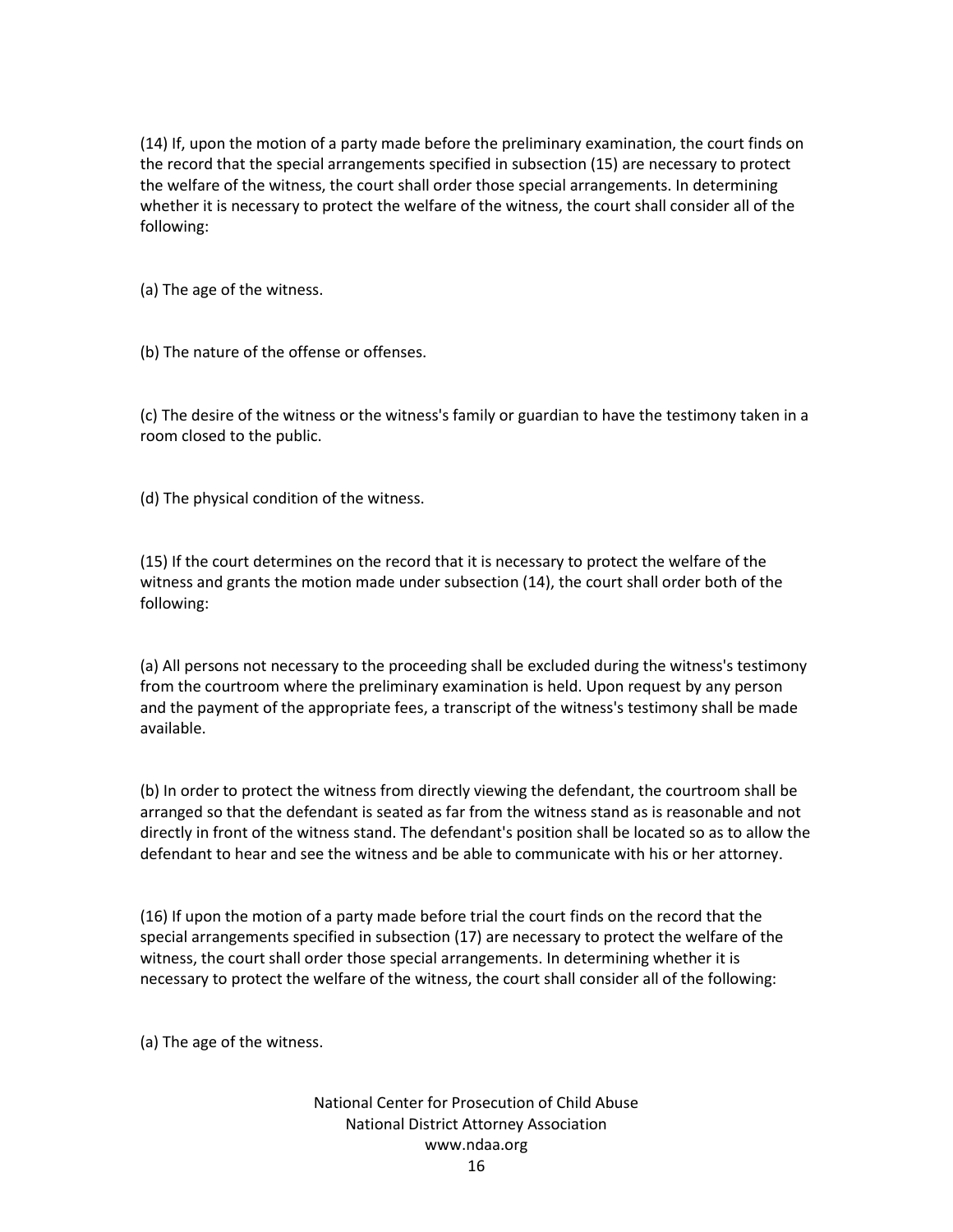(14) If, upon the motion of a party made before the preliminary examination, the court finds on the record that the special arrangements specified in subsection (15) are necessary to protect the welfare of the witness, the court shall order those special arrangements. In determining whether it is necessary to protect the welfare of the witness, the court shall consider all of the following:

(a) The age of the witness.

(b) The nature of the offense or offenses.

(c) The desire of the witness or the witness's family or guardian to have the testimony taken in a room closed to the public.

(d) The physical condition of the witness.

(15) If the court determines on the record that it is necessary to protect the welfare of the witness and grants the motion made under subsection (14), the court shall order both of the following:

(a) All persons not necessary to the proceeding shall be excluded during the witness's testimony from the courtroom where the preliminary examination is held. Upon request by any person and the payment of the appropriate fees, a transcript of the witness's testimony shall be made available.

(b) In order to protect the witness from directly viewing the defendant, the courtroom shall be arranged so that the defendant is seated as far from the witness stand as is reasonable and not directly in front of the witness stand. The defendant's position shall be located so as to allow the defendant to hear and see the witness and be able to communicate with his or her attorney.

(16) If upon the motion of a party made before trial the court finds on the record that the special arrangements specified in subsection (17) are necessary to protect the welfare of the witness, the court shall order those special arrangements. In determining whether it is necessary to protect the welfare of the witness, the court shall consider all of the following:

(a) The age of the witness.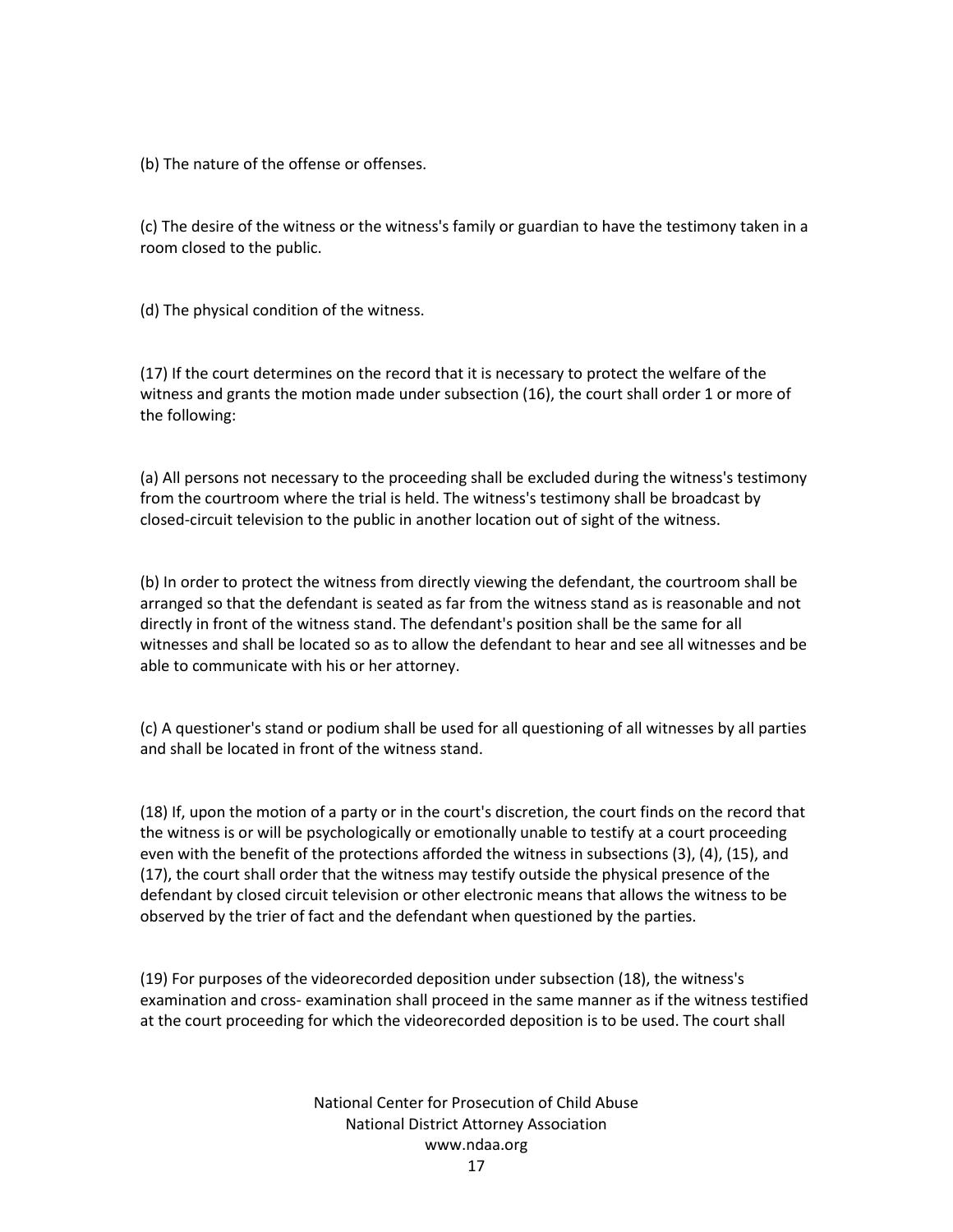(b) The nature of the offense or offenses.

(c) The desire of the witness or the witness's family or guardian to have the testimony taken in a room closed to the public.

(d) The physical condition of the witness.

(17) If the court determines on the record that it is necessary to protect the welfare of the witness and grants the motion made under subsection (16), the court shall order 1 or more of the following:

(a) All persons not necessary to the proceeding shall be excluded during the witness's testimony from the courtroom where the trial is held. The witness's testimony shall be broadcast by closed-circuit television to the public in another location out of sight of the witness.

(b) In order to protect the witness from directly viewing the defendant, the courtroom shall be arranged so that the defendant is seated as far from the witness stand as is reasonable and not directly in front of the witness stand. The defendant's position shall be the same for all witnesses and shall be located so as to allow the defendant to hear and see all witnesses and be able to communicate with his or her attorney.

(c) A questioner's stand or podium shall be used for all questioning of all witnesses by all parties and shall be located in front of the witness stand.

(18) If, upon the motion of a party or in the court's discretion, the court finds on the record that the witness is or will be psychologically or emotionally unable to testify at a court proceeding even with the benefit of the protections afforded the witness in subsections (3), (4), (15), and (17), the court shall order that the witness may testify outside the physical presence of the defendant by closed circuit television or other electronic means that allows the witness to be observed by the trier of fact and the defendant when questioned by the parties.

(19) For purposes of the videorecorded deposition under subsection (18), the witness's examination and cross- examination shall proceed in the same manner as if the witness testified at the court proceeding for which the videorecorded deposition is to be used. The court shall

National Center for Prosecution of Child Abuse
National District Attorney Association
www.ndaa.org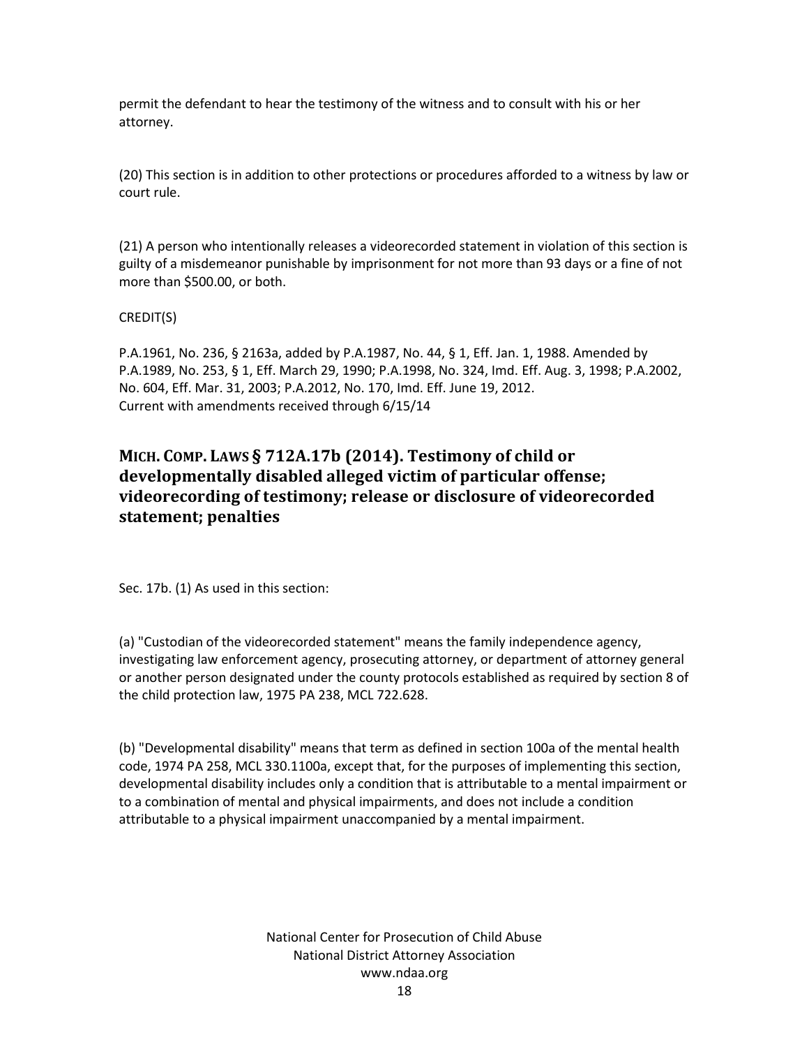permit the defendant to hear the testimony of the witness and to consult with his or her attorney.

(20) This section is in addition to other protections or procedures afforded to a witness by law or court rule.

(21) A person who intentionally releases a videorecorded statement in violation of this section is guilty of a misdemeanor punishable by imprisonment for not more than 93 days or a fine of not more than $500.00, or both.

CREDIT(S)

P.A.1961, No. 236, § 2163a, added by P.A.1987, No. 44, § 1, Eff. Jan. 1, 1988. Amended by P.A.1989, No. 253, § 1, Eff. March 29, 1990; P.A.1998, No. 324, Imd. Eff. Aug. 3, 1998; P.A.2002, No. 604, Eff. Mar. 31, 2003; P.A.2012, No. 170, Imd. Eff. June 19, 2012.
Current with amendments received through 6/15/14

## MICH. COMP. LAWS § 712A.17b (2014). Testimony of child or developmentally disabled alleged victim of particular offense; videorecording of testimony; release or disclosure of videorecorded statement; penalties

Sec. 17b. (1) As used in this section:

(a) "Custodian of the videorecorded statement" means the family independence agency, investigating law enforcement agency, prosecuting attorney, or department of attorney general or another person designated under the county protocols established as required by section 8 of the child protection law, 1975 PA 238, MCL 722.628.

(b) "Developmental disability" means that term as defined in section 100a of the mental health code, 1974 PA 258, MCL 330.1100a, except that, for the purposes of implementing this section, developmental disability includes only a condition that is attributable to a mental impairment or to a combination of mental and physical impairments, and does not include a condition attributable to a physical impairment unaccompanied by a mental impairment.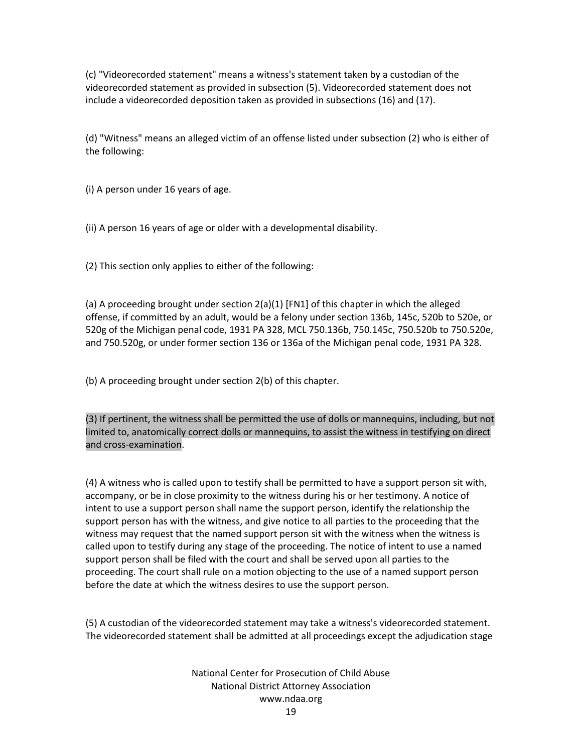(c) "Videorecorded statement" means a witness's statement taken by a custodian of the videorecorded statement as provided in subsection (5). Videorecorded statement does not include a videorecorded deposition taken as provided in subsections (16) and (17).

(d) "Witness" means an alleged victim of an offense listed under subsection (2) who is either of the following:

(i) A person under 16 years of age.

(ii) A person 16 years of age or older with a developmental disability.

(2) This section only applies to either of the following:

(a) A proceeding brought under section 2(a)(1) [FN1] of this chapter in which the alleged offense, if committed by an adult, would be a felony under section 136b, 145c, 520b to 520e, or 520g of the Michigan penal code, 1931 PA 328, MCL 750.136b, 750.145c, 750.520b to 750.520e, and 750.520g, or under former section 136 or 136a of the Michigan penal code, 1931 PA 328.

(b) A proceeding brought under section 2(b) of this chapter.

(3) If pertinent, the witness shall be permitted the use of dolls or mannequins, including, but not limited to, anatomically correct dolls or mannequins, to assist the witness in testifying on direct and cross-examination.

(4) A witness who is called upon to testify shall be permitted to have a support person sit with, accompany, or be in close proximity to the witness during his or her testimony. A notice of intent to use a support person shall name the support person, identify the relationship the support person has with the witness, and give notice to all parties to the proceeding that the witness may request that the named support person sit with the witness when the witness is called upon to testify during any stage of the proceeding. The notice of intent to use a named support person shall be filed with the court and shall be served upon all parties to the proceeding. The court shall rule on a motion objecting to the use of a named support person before the date at which the witness desires to use the support person.

(5) A custodian of the videorecorded statement may take a witness's videorecorded statement. The videorecorded statement shall be admitted at all proceedings except the adjudication stage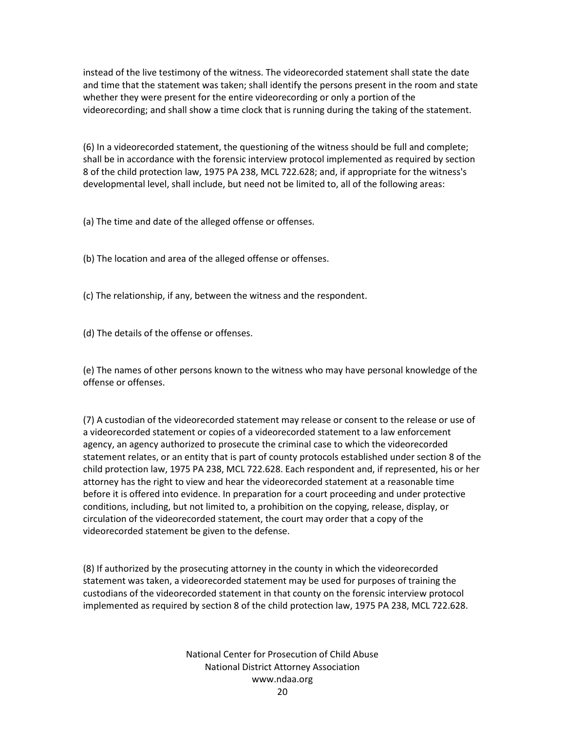instead of the live testimony of the witness. The videorecorded statement shall state the date and time that the statement was taken; shall identify the persons present in the room and state whether they were present for the entire videorecording or only a portion of the videorecording; and shall show a time clock that is running during the taking of the statement.

(6) In a videorecorded statement, the questioning of the witness should be full and complete; shall be in accordance with the forensic interview protocol implemented as required by section 8 of the child protection law, 1975 PA 238, MCL 722.628; and, if appropriate for the witness's developmental level, shall include, but need not be limited to, all of the following areas:

(a) The time and date of the alleged offense or offenses.

(b) The location and area of the alleged offense or offenses.

(c) The relationship, if any, between the witness and the respondent.

(d) The details of the offense or offenses.

(e) The names of other persons known to the witness who may have personal knowledge of the offense or offenses.

(7) A custodian of the videorecorded statement may release or consent to the release or use of a videorecorded statement or copies of a videorecorded statement to a law enforcement agency, an agency authorized to prosecute the criminal case to which the videorecorded statement relates, or an entity that is part of county protocols established under section 8 of the child protection law, 1975 PA 238, MCL 722.628. Each respondent and, if represented, his or her attorney has the right to view and hear the videorecorded statement at a reasonable time before it is offered into evidence. In preparation for a court proceeding and under protective conditions, including, but not limited to, a prohibition on the copying, release, display, or circulation of the videorecorded statement, the court may order that a copy of the videorecorded statement be given to the defense.

(8) If authorized by the prosecuting attorney in the county in which the videorecorded statement was taken, a videorecorded statement may be used for purposes of training the custodians of the videorecorded statement in that county on the forensic interview protocol implemented as required by section 8 of the child protection law, 1975 PA 238, MCL 722.628.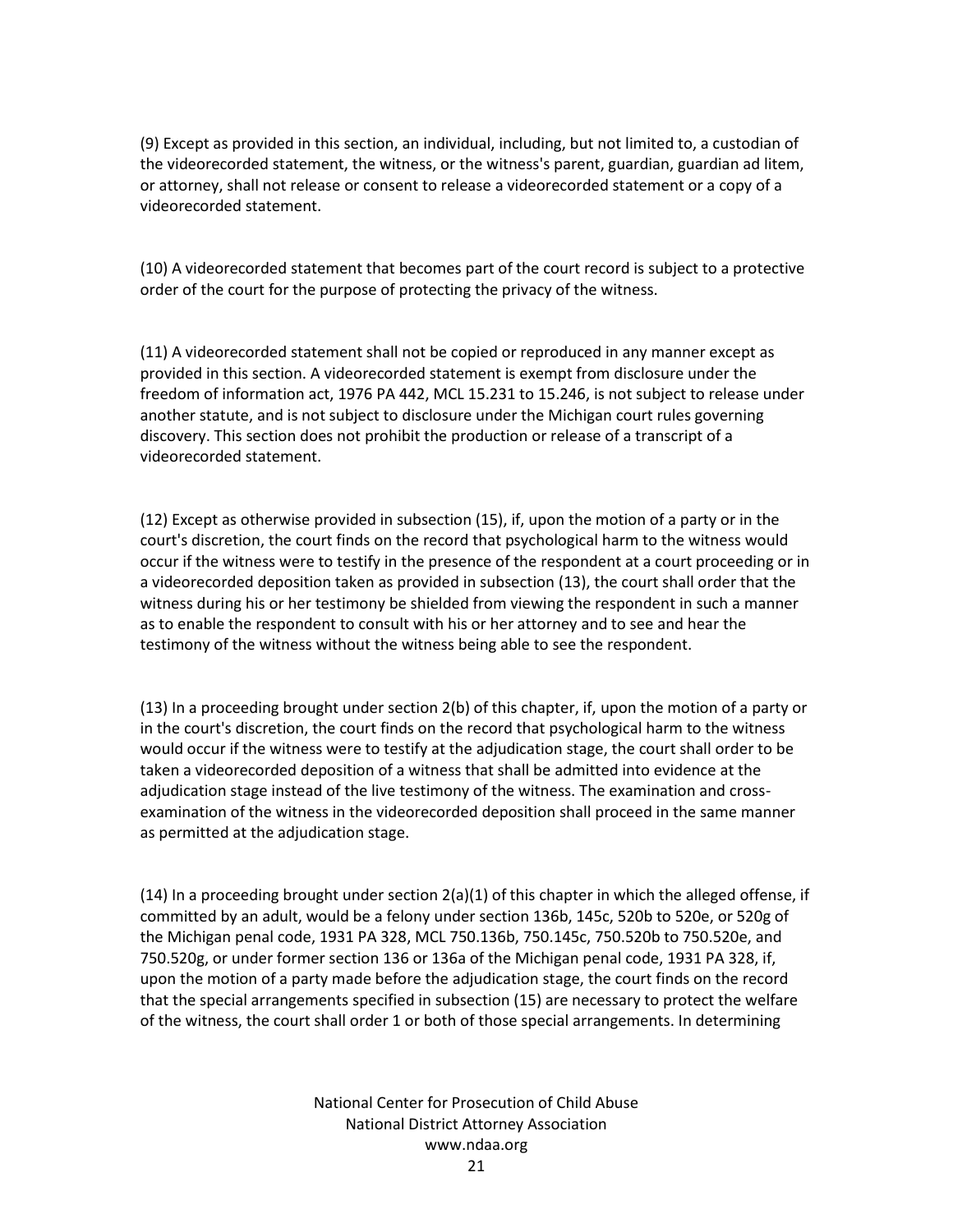(9) Except as provided in this section, an individual, including, but not limited to, a custodian of the videorecorded statement, the witness, or the witness's parent, guardian, guardian ad litem, or attorney, shall not release or consent to release a videorecorded statement or a copy of a videorecorded statement.

(10) A videorecorded statement that becomes part of the court record is subject to a protective order of the court for the purpose of protecting the privacy of the witness.

(11) A videorecorded statement shall not be copied or reproduced in any manner except as provided in this section. A videorecorded statement is exempt from disclosure under the freedom of information act, 1976 PA 442, MCL 15.231 to 15.246, is not subject to release under another statute, and is not subject to disclosure under the Michigan court rules governing discovery. This section does not prohibit the production or release of a transcript of a videorecorded statement.

(12) Except as otherwise provided in subsection (15), if, upon the motion of a party or in the court's discretion, the court finds on the record that psychological harm to the witness would occur if the witness were to testify in the presence of the respondent at a court proceeding or in a videorecorded deposition taken as provided in subsection (13), the court shall order that the witness during his or her testimony be shielded from viewing the respondent in such a manner as to enable the respondent to consult with his or her attorney and to see and hear the testimony of the witness without the witness being able to see the respondent.

(13) In a proceeding brought under section 2(b) of this chapter, if, upon the motion of a party or in the court's discretion, the court finds on the record that psychological harm to the witness would occur if the witness were to testify at the adjudication stage, the court shall order to be taken a videorecorded deposition of a witness that shall be admitted into evidence at the adjudication stage instead of the live testimony of the witness. The examination and cross-examination of the witness in the videorecorded deposition shall proceed in the same manner as permitted at the adjudication stage.

(14) In a proceeding brought under section 2(a)(1) of this chapter in which the alleged offense, if committed by an adult, would be a felony under section 136b, 145c, 520b to 520e, or 520g of the Michigan penal code, 1931 PA 328, MCL 750.136b, 750.145c, 750.520b to 750.520e, and 750.520g, or under former section 136 or 136a of the Michigan penal code, 1931 PA 328, if, upon the motion of a party made before the adjudication stage, the court finds on the record that the special arrangements specified in subsection (15) are necessary to protect the welfare of the witness, the court shall order 1 or both of those special arrangements. In determining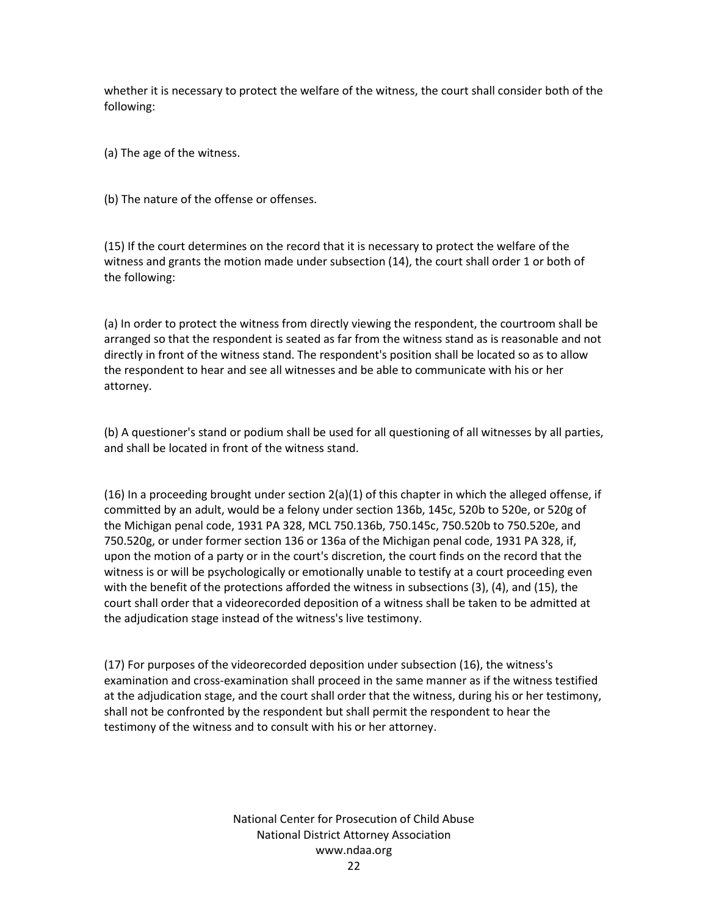whether it is necessary to protect the welfare of the witness, the court shall consider both of the following:

(a) The age of the witness.

(b) The nature of the offense or offenses.

(15) If the court determines on the record that it is necessary to protect the welfare of the witness and grants the motion made under subsection (14), the court shall order 1 or both of the following:

(a) In order to protect the witness from directly viewing the respondent, the courtroom shall be arranged so that the respondent is seated as far from the witness stand as is reasonable and not directly in front of the witness stand. The respondent's position shall be located so as to allow the respondent to hear and see all witnesses and be able to communicate with his or her attorney.

(b) A questioner's stand or podium shall be used for all questioning of all witnesses by all parties, and shall be located in front of the witness stand.

(16) In a proceeding brought under section 2(a)(1) of this chapter in which the alleged offense, if committed by an adult, would be a felony under section 136b, 145c, 520b to 520e, or 520g of the Michigan penal code, 1931 PA 328, MCL 750.136b, 750.145c, 750.520b to 750.520e, and 750.520g, or under former section 136 or 136a of the Michigan penal code, 1931 PA 328, if, upon the motion of a party or in the court's discretion, the court finds on the record that the witness is or will be psychologically or emotionally unable to testify at a court proceeding even with the benefit of the protections afforded the witness in subsections (3), (4), and (15), the court shall order that a videorecorded deposition of a witness shall be taken to be admitted at the adjudication stage instead of the witness's live testimony.

(17) For purposes of the videorecorded deposition under subsection (16), the witness's examination and cross-examination shall proceed in the same manner as if the witness testified at the adjudication stage, and the court shall order that the witness, during his or her testimony, shall not be confronted by the respondent but shall permit the respondent to hear the testimony of the witness and to consult with his or her attorney.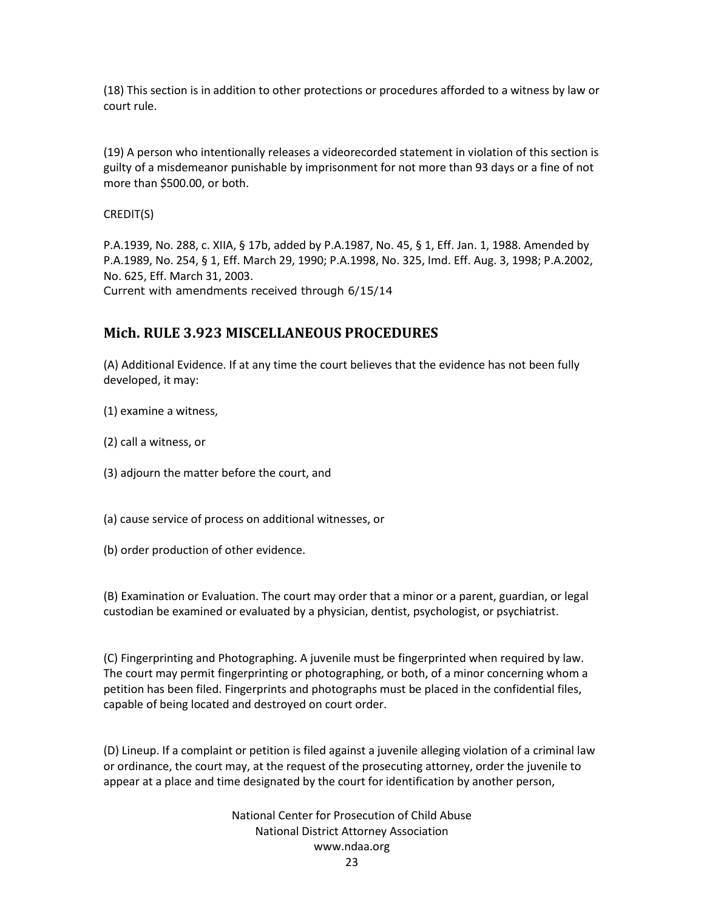(18) This section is in addition to other protections or procedures afforded to a witness by law or court rule.

(19) A person who intentionally releases a videorecorded statement in violation of this section is guilty of a misdemeanor punishable by imprisonment for not more than 93 days or a fine of not more than $500.00, or both.

CREDIT(S)

P.A.1939, No. 288, c. XIIA, § 17b, added by P.A.1987, No. 45, § 1, Eff. Jan. 1, 1988. Amended by P.A.1989, No. 254, § 1, Eff. March 29, 1990; P.A.1998, No. 325, Imd. Eff. Aug. 3, 1998; P.A.2002, No. 625, Eff. March 31, 2003.
Current with amendments received through 6/15/14

## Mich. RULE 3.923 MISCELLANEOUS PROCEDURES

(A) Additional Evidence. If at any time the court believes that the evidence has not been fully developed, it may:

(1) examine a witness,

(2) call a witness, or

(3) adjourn the matter before the court, and

(a) cause service of process on additional witnesses, or

(b) order production of other evidence.

(B) Examination or Evaluation. The court may order that a minor or a parent, guardian, or legal custodian be examined or evaluated by a physician, dentist, psychologist, or psychiatrist.

(C) Fingerprinting and Photographing. A juvenile must be fingerprinted when required by law. The court may permit fingerprinting or photographing, or both, of a minor concerning whom a petition has been filed. Fingerprints and photographs must be placed in the confidential files, capable of being located and destroyed on court order.

(D) Lineup. If a complaint or petition is filed against a juvenile alleging violation of a criminal law or ordinance, the court may, at the request of the prosecuting attorney, order the juvenile to appear at a place and time designated by the court for identification by another person,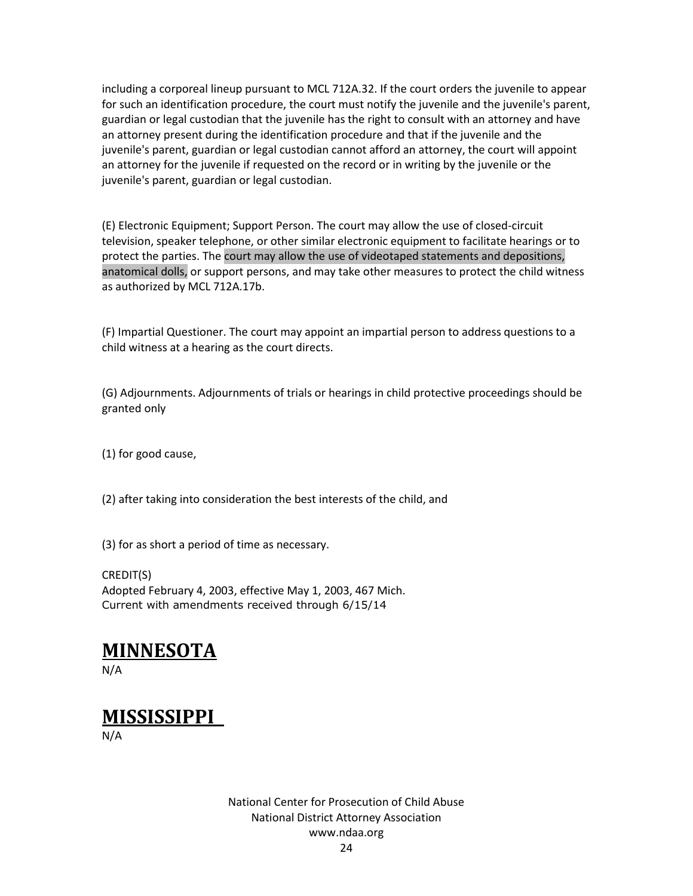including a corporeal lineup pursuant to MCL 712A.32. If the court orders the juvenile to appear for such an identification procedure, the court must notify the juvenile and the juvenile's parent, guardian or legal custodian that the juvenile has the right to consult with an attorney and have an attorney present during the identification procedure and that if the juvenile and the juvenile's parent, guardian or legal custodian cannot afford an attorney, the court will appoint an attorney for the juvenile if requested on the record or in writing by the juvenile or the juvenile's parent, guardian or legal custodian.

(E) Electronic Equipment; Support Person. The court may allow the use of closed-circuit television, speaker telephone, or other similar electronic equipment to facilitate hearings or to protect the parties. The court may allow the use of videotaped statements and depositions, anatomical dolls, or support persons, and may take other measures to protect the child witness as authorized by MCL 712A.17b.

(F) Impartial Questioner. The court may appoint an impartial person to address questions to a child witness at a hearing as the court directs.

(G) Adjournments. Adjournments of trials or hearings in child protective proceedings should be granted only

(1) for good cause,

(2) after taking into consideration the best interests of the child, and

(3) for as short a period of time as necessary.

CREDIT(S)
Adopted February 4, 2003, effective May 1, 2003, 467 Mich.
Current with amendments received through 6/15/14

# MINNESOTA

N/A

# MISSISSIPPI

N/A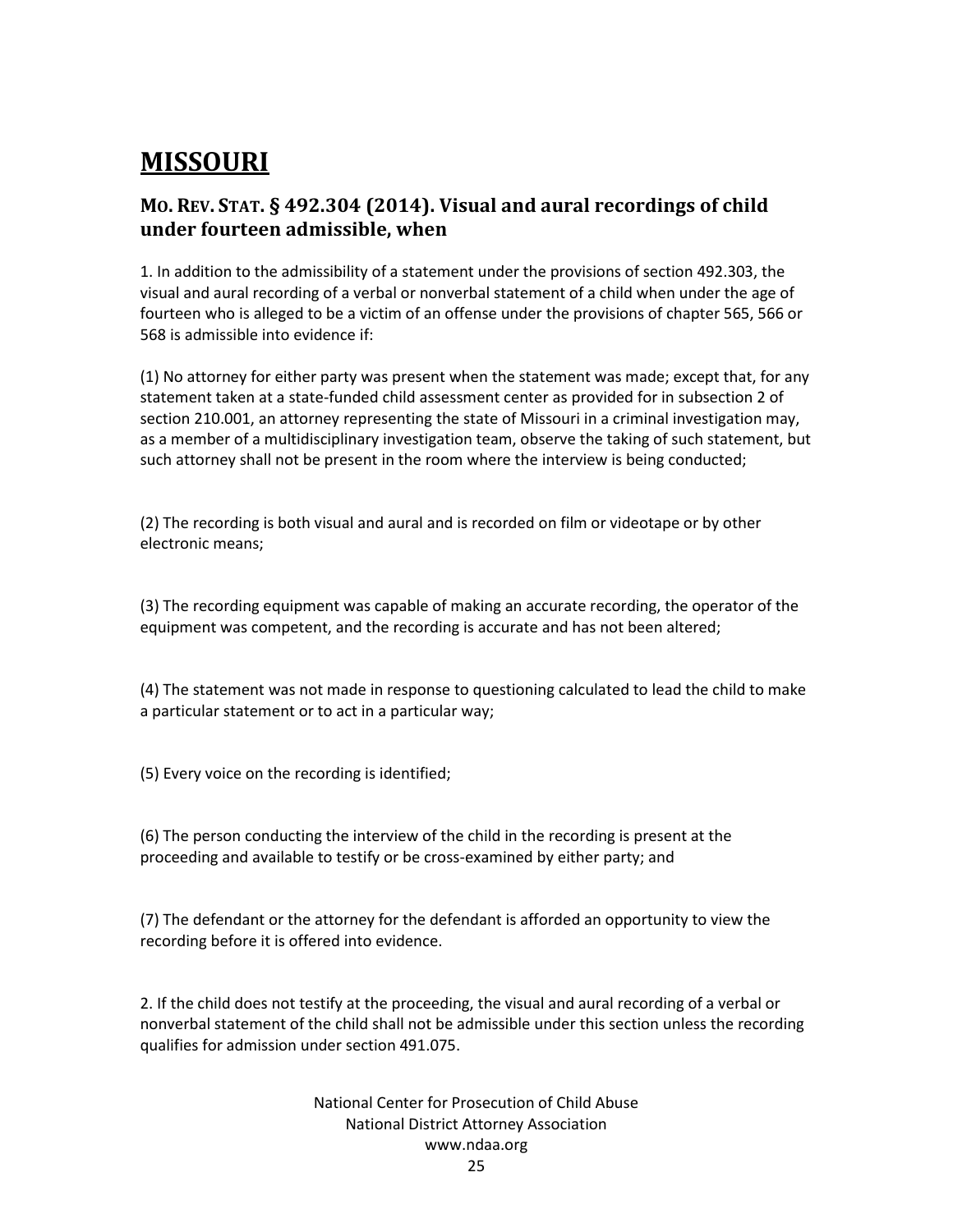# MISSOURI

## MO. REV. STAT. § 492.304 (2014). Visual and aural recordings of child under fourteen admissible, when

1. In addition to the admissibility of a statement under the provisions of section 492.303, the visual and aural recording of a verbal or nonverbal statement of a child when under the age of fourteen who is alleged to be a victim of an offense under the provisions of chapter 565, 566 or 568 is admissible into evidence if:

(1) No attorney for either party was present when the statement was made; except that, for any statement taken at a state-funded child assessment center as provided for in subsection 2 of section 210.001, an attorney representing the state of Missouri in a criminal investigation may, as a member of a multidisciplinary investigation team, observe the taking of such statement, but such attorney shall not be present in the room where the interview is being conducted;

(2) The recording is both visual and aural and is recorded on film or videotape or by other electronic means;

(3) The recording equipment was capable of making an accurate recording, the operator of the equipment was competent, and the recording is accurate and has not been altered;

(4) The statement was not made in response to questioning calculated to lead the child to make a particular statement or to act in a particular way;

(5) Every voice on the recording is identified;

(6) The person conducting the interview of the child in the recording is present at the proceeding and available to testify or be cross-examined by either party; and

(7) The defendant or the attorney for the defendant is afforded an opportunity to view the recording before it is offered into evidence.

2. If the child does not testify at the proceeding, the visual and aural recording of a verbal or nonverbal statement of the child shall not be admissible under this section unless the recording qualifies for admission under section 491.075.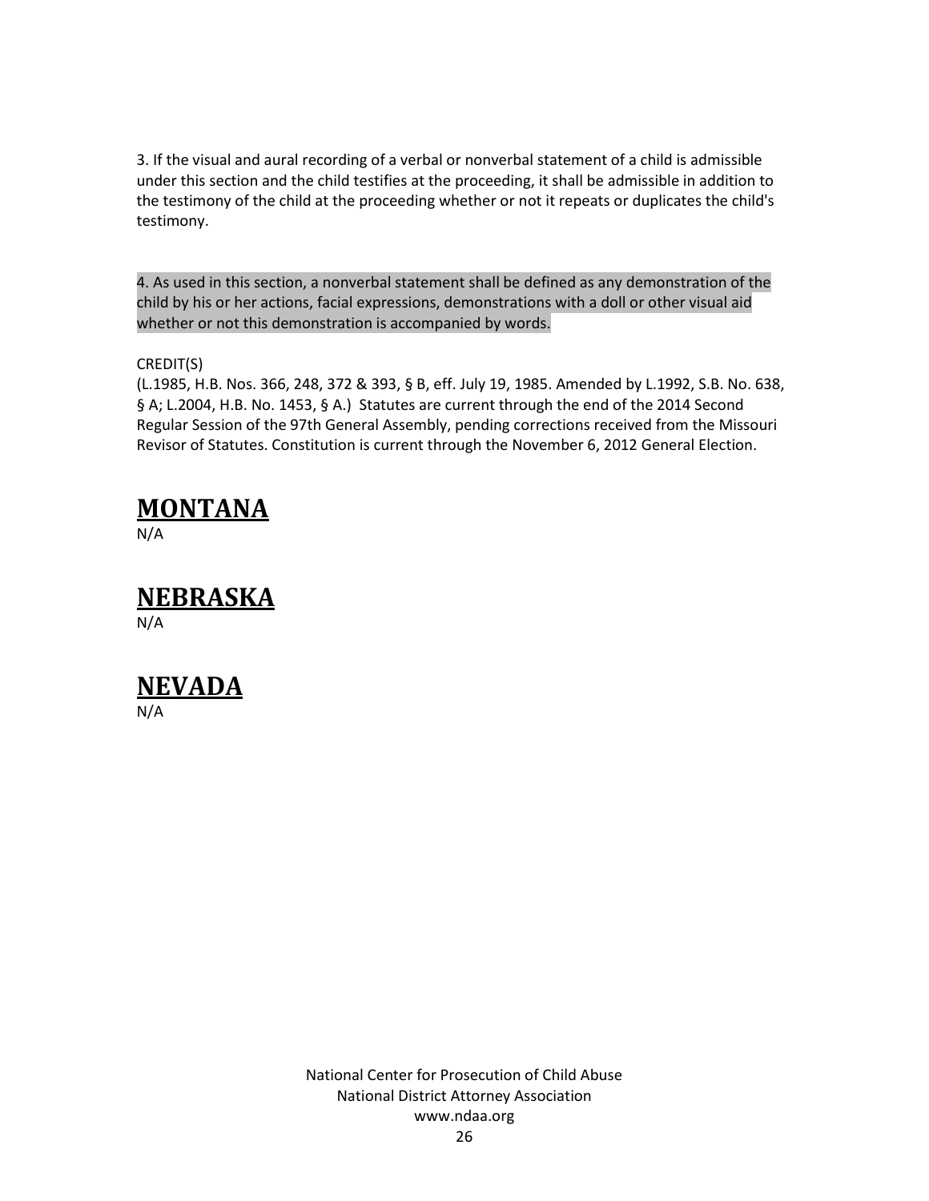3. If the visual and aural recording of a verbal or nonverbal statement of a child is admissible under this section and the child testifies at the proceeding, it shall be admissible in addition to the testimony of the child at the proceeding whether or not it repeats or duplicates the child's testimony.

4. As used in this section, a nonverbal statement shall be defined as any demonstration of the child by his or her actions, facial expressions, demonstrations with a doll or other visual aid whether or not this demonstration is accompanied by words.

CREDIT(S)
(L.1985, H.B. Nos. 366, 248, 372 & 393, § B, eff. July 19, 1985. Amended by L.1992, S.B. No. 638, § A; L.2004, H.B. No. 1453, § A.) Statutes are current through the end of the 2014 Second Regular Session of the 97th General Assembly, pending corrections received from the Missouri Revisor of Statutes. Constitution is current through the November 6, 2012 General Election.

# MONTANA

N/A

# NEBRASKA

N/A

# NEVADA

N/A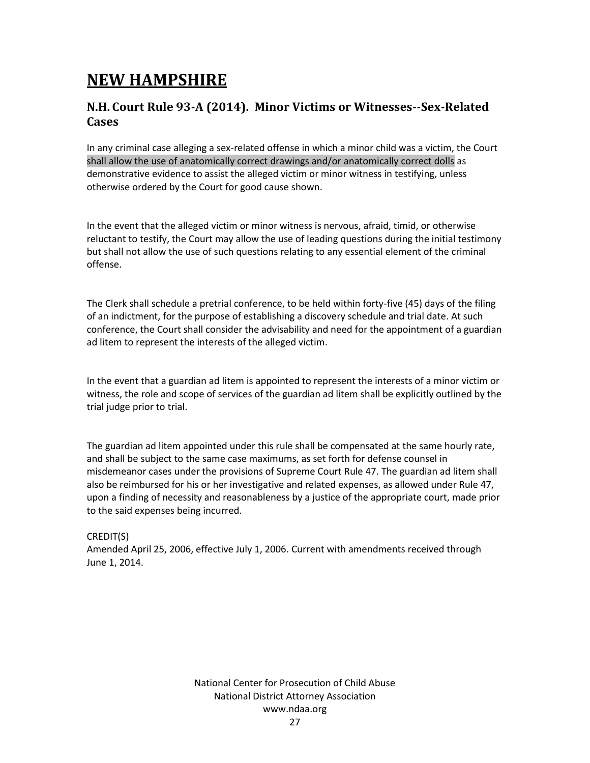# NEW HAMPSHIRE

## N.H. Court Rule 93-A (2014). Minor Victims or Witnesses--Sex-Related Cases

In any criminal case alleging a sex-related offense in which a minor child was a victim, the Court shall allow the use of anatomically correct drawings and/or anatomically correct dolls as demonstrative evidence to assist the alleged victim or minor witness in testifying, unless otherwise ordered by the Court for good cause shown.

In the event that the alleged victim or minor witness is nervous, afraid, timid, or otherwise reluctant to testify, the Court may allow the use of leading questions during the initial testimony but shall not allow the use of such questions relating to any essential element of the criminal offense.

The Clerk shall schedule a pretrial conference, to be held within forty-five (45) days of the filing of an indictment, for the purpose of establishing a discovery schedule and trial date. At such conference, the Court shall consider the advisability and need for the appointment of a guardian ad litem to represent the interests of the alleged victim.

In the event that a guardian ad litem is appointed to represent the interests of a minor victim or witness, the role and scope of services of the guardian ad litem shall be explicitly outlined by the trial judge prior to trial.

The guardian ad litem appointed under this rule shall be compensated at the same hourly rate, and shall be subject to the same case maximums, as set forth for defense counsel in misdemeanor cases under the provisions of Supreme Court Rule 47. The guardian ad litem shall also be reimbursed for his or her investigative and related expenses, as allowed under Rule 47, upon a finding of necessity and reasonableness by a justice of the appropriate court, made prior to the said expenses being incurred.

CREDIT(S)
Amended April 25, 2006, effective July 1, 2006. Current with amendments received through June 1, 2014.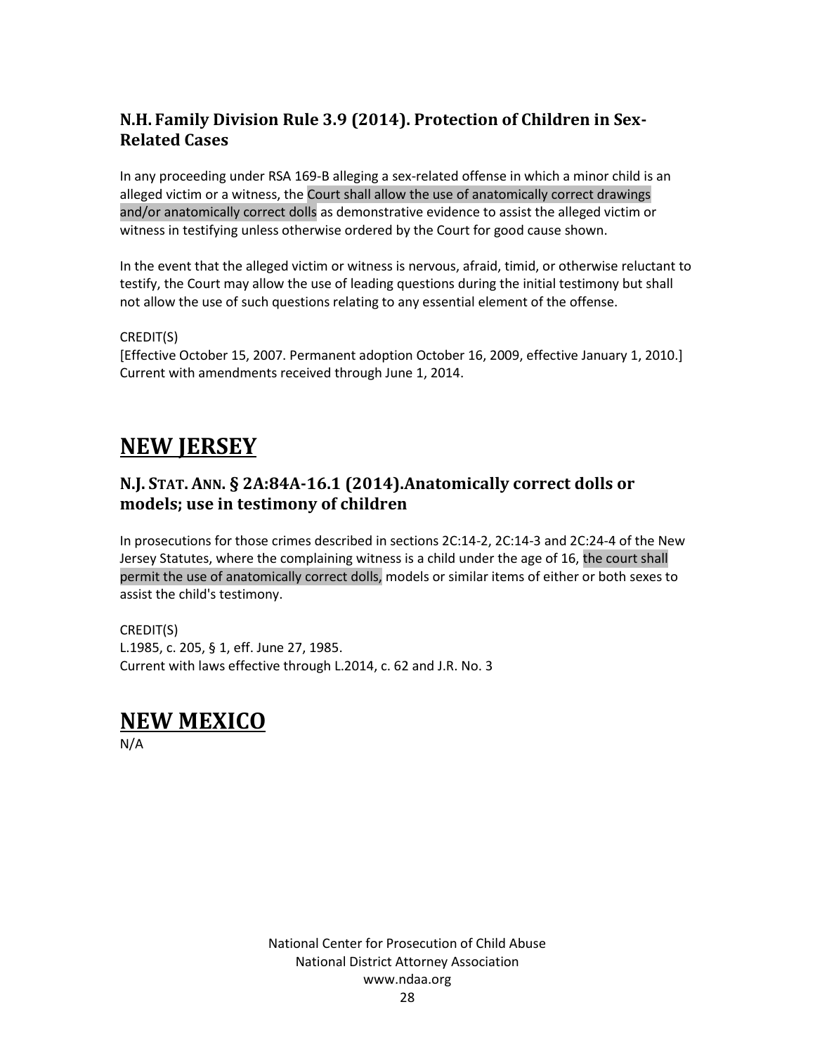### N.H. Family Division Rule 3.9 (2014). Protection of Children in Sex-Related Cases

In any proceeding under RSA 169-B alleging a sex-related offense in which a minor child is an alleged victim or a witness, the Court shall allow the use of anatomically correct drawings and/or anatomically correct dolls as demonstrative evidence to assist the alleged victim or witness in testifying unless otherwise ordered by the Court for good cause shown.

In the event that the alleged victim or witness is nervous, afraid, timid, or otherwise reluctant to testify, the Court may allow the use of leading questions during the initial testimony but shall not allow the use of such questions relating to any essential element of the offense.

CREDIT(S)
[Effective October 15, 2007. Permanent adoption October 16, 2009, effective January 1, 2010.]
Current with amendments received through June 1, 2014.

# NEW JERSEY

### N.J. STAT. ANN. § 2A:84A-16.1 (2014).Anatomically correct dolls or models; use in testimony of children

In prosecutions for those crimes described in sections 2C:14-2, 2C:14-3 and 2C:24-4 of the New Jersey Statutes, where the complaining witness is a child under the age of 16, the court shall permit the use of anatomically correct dolls, models or similar items of either or both sexes to assist the child's testimony.

CREDIT(S)
L.1985, c. 205, § 1, eff. June 27, 1985.
Current with laws effective through L.2014, c. 62 and J.R. No. 3

# NEW MEXICO

N/A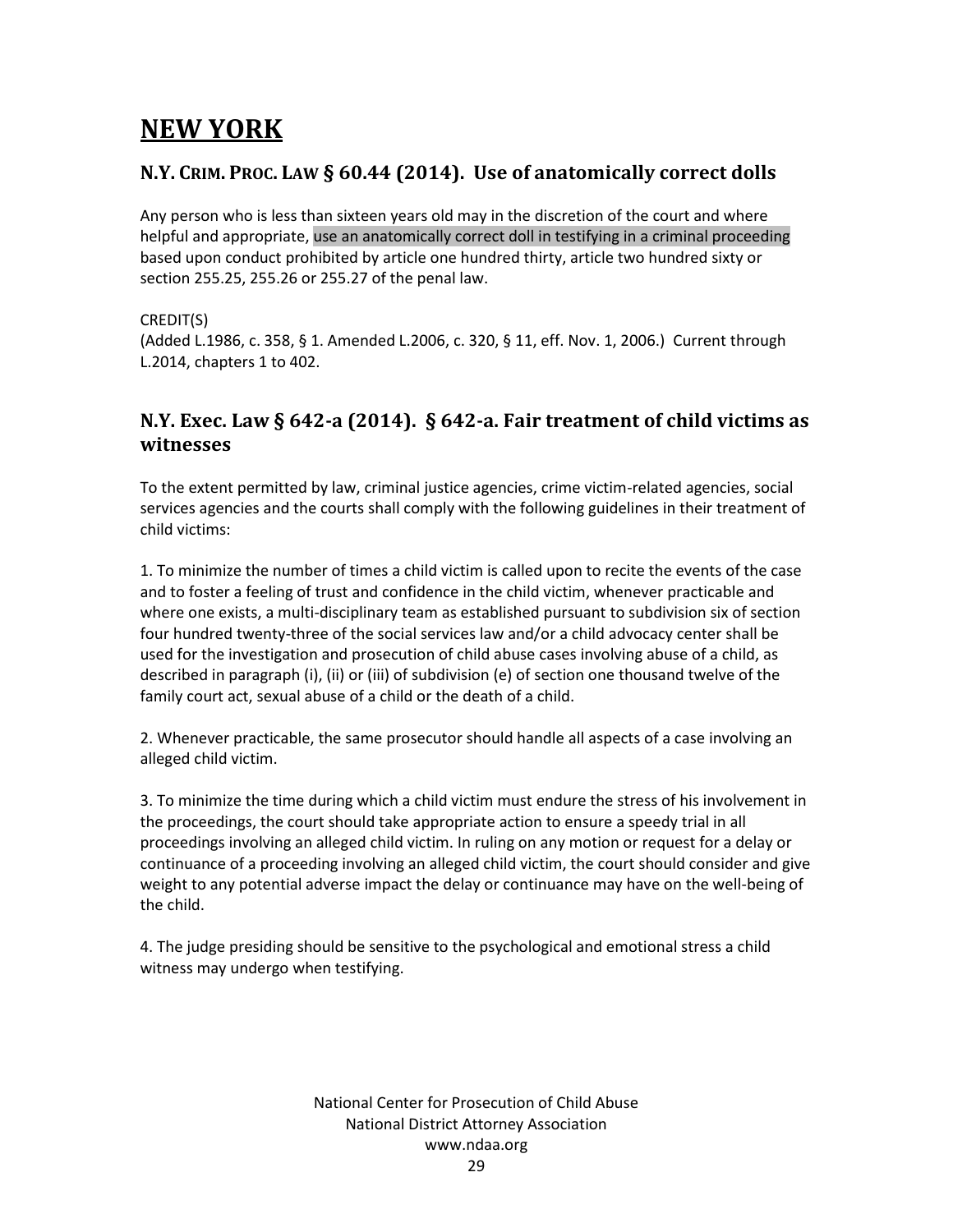# NEW YORK

## N.Y. CRIM. PROC. LAW § 60.44 (2014). Use of anatomically correct dolls

Any person who is less than sixteen years old may in the discretion of the court and where helpful and appropriate, use an anatomically correct doll in testifying in a criminal proceeding based upon conduct prohibited by article one hundred thirty, article two hundred sixty or section 255.25, 255.26 or 255.27 of the penal law.

CREDIT(S)
(Added L.1986, c. 358, § 1. Amended L.2006, c. 320, § 11, eff. Nov. 1, 2006.) Current through L.2014, chapters 1 to 402.

## N.Y. Exec. Law § 642-a (2014). § 642-a. Fair treatment of child victims as witnesses

To the extent permitted by law, criminal justice agencies, crime victim-related agencies, social services agencies and the courts shall comply with the following guidelines in their treatment of child victims:

1. To minimize the number of times a child victim is called upon to recite the events of the case and to foster a feeling of trust and confidence in the child victim, whenever practicable and where one exists, a multi-disciplinary team as established pursuant to subdivision six of section four hundred twenty-three of the social services law and/or a child advocacy center shall be used for the investigation and prosecution of child abuse cases involving abuse of a child, as described in paragraph (i), (ii) or (iii) of subdivision (e) of section one thousand twelve of the family court act, sexual abuse of a child or the death of a child.

2. Whenever practicable, the same prosecutor should handle all aspects of a case involving an alleged child victim.

3. To minimize the time during which a child victim must endure the stress of his involvement in the proceedings, the court should take appropriate action to ensure a speedy trial in all proceedings involving an alleged child victim. In ruling on any motion or request for a delay or continuance of a proceeding involving an alleged child victim, the court should consider and give weight to any potential adverse impact the delay or continuance may have on the well-being of the child.

4. The judge presiding should be sensitive to the psychological and emotional stress a child witness may undergo when testifying.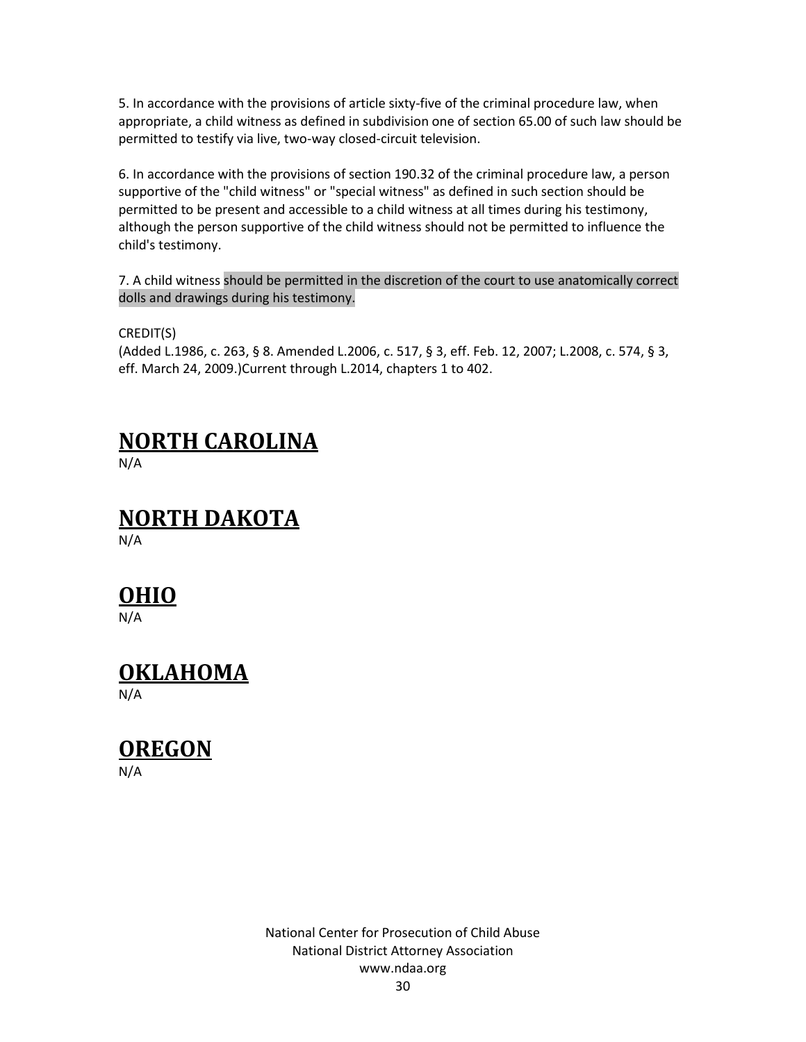5. In accordance with the provisions of article sixty-five of the criminal procedure law, when appropriate, a child witness as defined in subdivision one of section 65.00 of such law should be permitted to testify via live, two-way closed-circuit television.

6. In accordance with the provisions of section 190.32 of the criminal procedure law, a person supportive of the "child witness" or "special witness" as defined in such section should be permitted to be present and accessible to a child witness at all times during his testimony, although the person supportive of the child witness should not be permitted to influence the child's testimony.

7. A child witness should be permitted in the discretion of the court to use anatomically correct dolls and drawings during his testimony.

CREDIT(S)
(Added L.1986, c. 263, § 8. Amended L.2006, c. 517, § 3, eff. Feb. 12, 2007; L.2008, c. 574, § 3, eff. March 24, 2009.)Current through L.2014, chapters 1 to 402.

# NORTH CAROLINA
N/A

# NORTH DAKOTA
N/A

# OHIO
N/A

# OKLAHOMA
N/A

# OREGON
N/A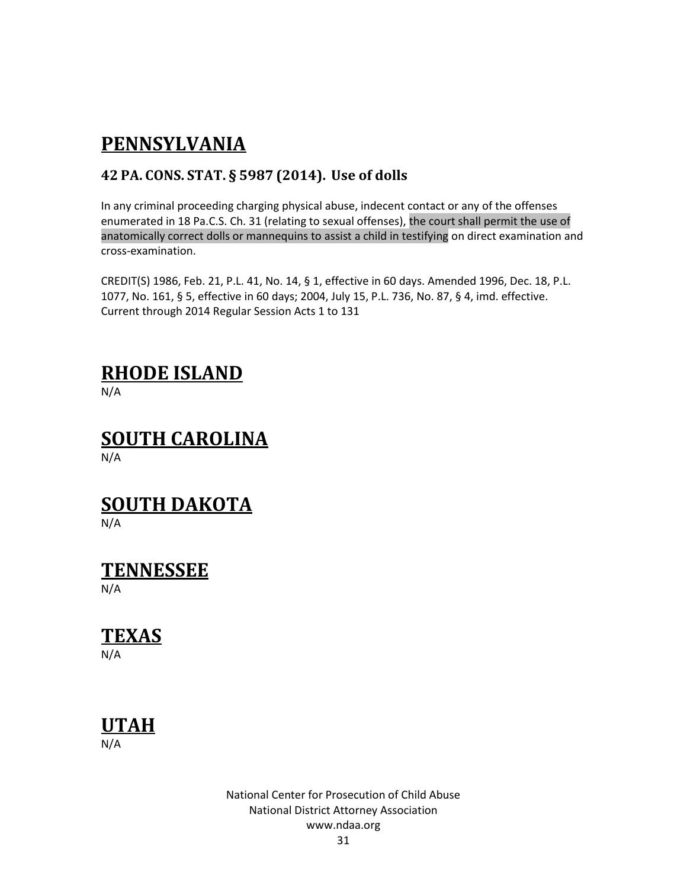# PENNSYLVANIA

### 42 PA. CONS. STAT. § 5987 (2014). Use of dolls

In any criminal proceeding charging physical abuse, indecent contact or any of the offenses enumerated in 18 Pa.C.S. Ch. 31 (relating to sexual offenses), the court shall permit the use of anatomically correct dolls or mannequins to assist a child in testifying on direct examination and cross-examination.

CREDIT(S) 1986, Feb. 21, P.L. 41, No. 14, § 1, effective in 60 days. Amended 1996, Dec. 18, P.L. 1077, No. 161, § 5, effective in 60 days; 2004, July 15, P.L. 736, No. 87, § 4, imd. effective. Current through 2014 Regular Session Acts 1 to 131

# RHODE ISLAND

N/A

# SOUTH CAROLINA

N/A

# SOUTH DAKOTA

N/A

# TENNESSEE

N/A

# TEXAS

N/A

# UTAH

N/A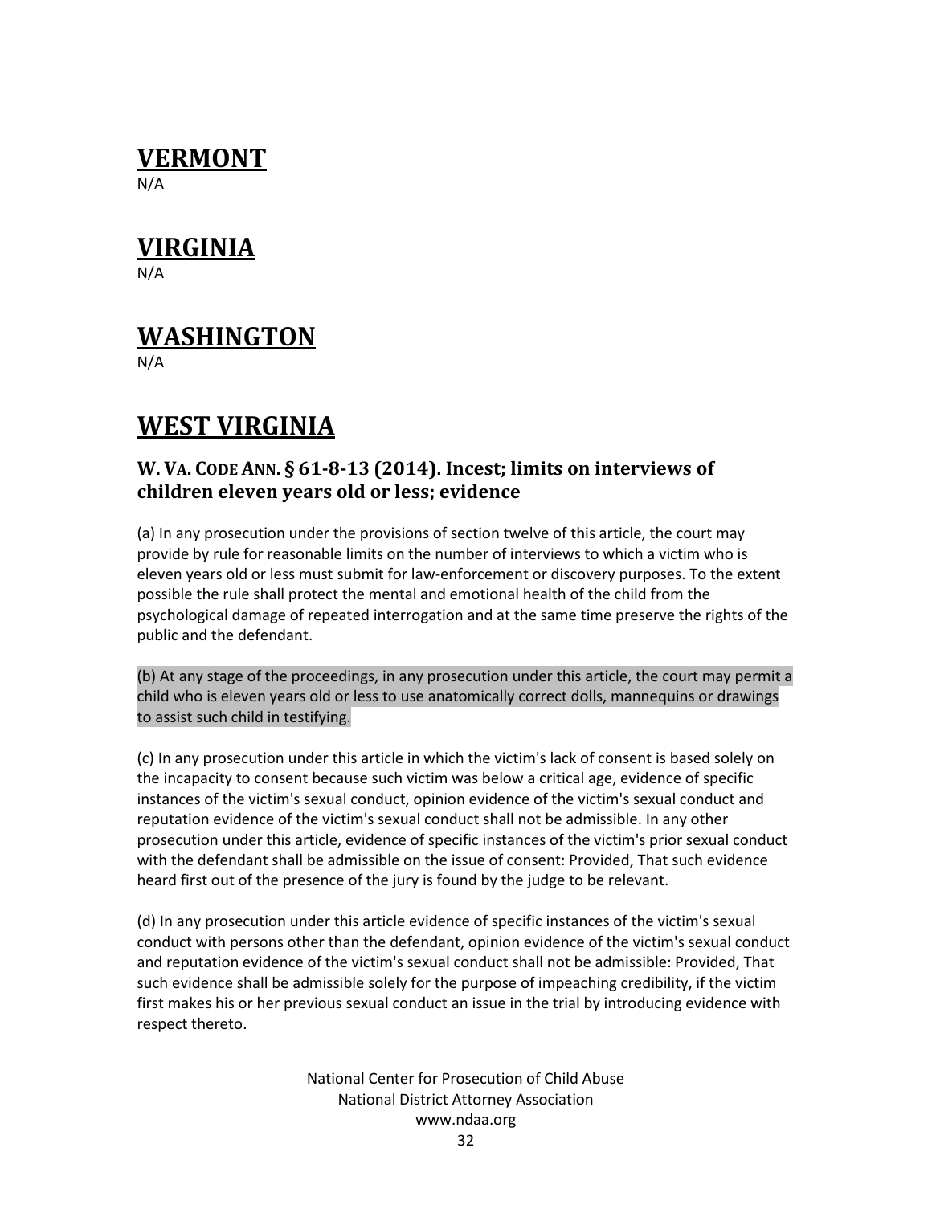# VERMONT

N/A

# VIRGINIA

N/A

# WASHINGTON

N/A

# WEST VIRGINIA

### W. VA. CODE ANN. § 61-8-13 (2014). Incest; limits on interviews of children eleven years old or less; evidence

(a) In any prosecution under the provisions of section twelve of this article, the court may provide by rule for reasonable limits on the number of interviews to which a victim who is eleven years old or less must submit for law-enforcement or discovery purposes. To the extent possible the rule shall protect the mental and emotional health of the child from the psychological damage of repeated interrogation and at the same time preserve the rights of the public and the defendant.

(b) At any stage of the proceedings, in any prosecution under this article, the court may permit a child who is eleven years old or less to use anatomically correct dolls, mannequins or drawings to assist such child in testifying.

(c) In any prosecution under this article in which the victim's lack of consent is based solely on the incapacity to consent because such victim was below a critical age, evidence of specific instances of the victim's sexual conduct, opinion evidence of the victim's sexual conduct and reputation evidence of the victim's sexual conduct shall not be admissible. In any other prosecution under this article, evidence of specific instances of the victim's prior sexual conduct with the defendant shall be admissible on the issue of consent: Provided, That such evidence heard first out of the presence of the jury is found by the judge to be relevant.

(d) In any prosecution under this article evidence of specific instances of the victim's sexual conduct with persons other than the defendant, opinion evidence of the victim's sexual conduct and reputation evidence of the victim's sexual conduct shall not be admissible: Provided, That such evidence shall be admissible solely for the purpose of impeaching credibility, if the victim first makes his or her previous sexual conduct an issue in the trial by introducing evidence with respect thereto.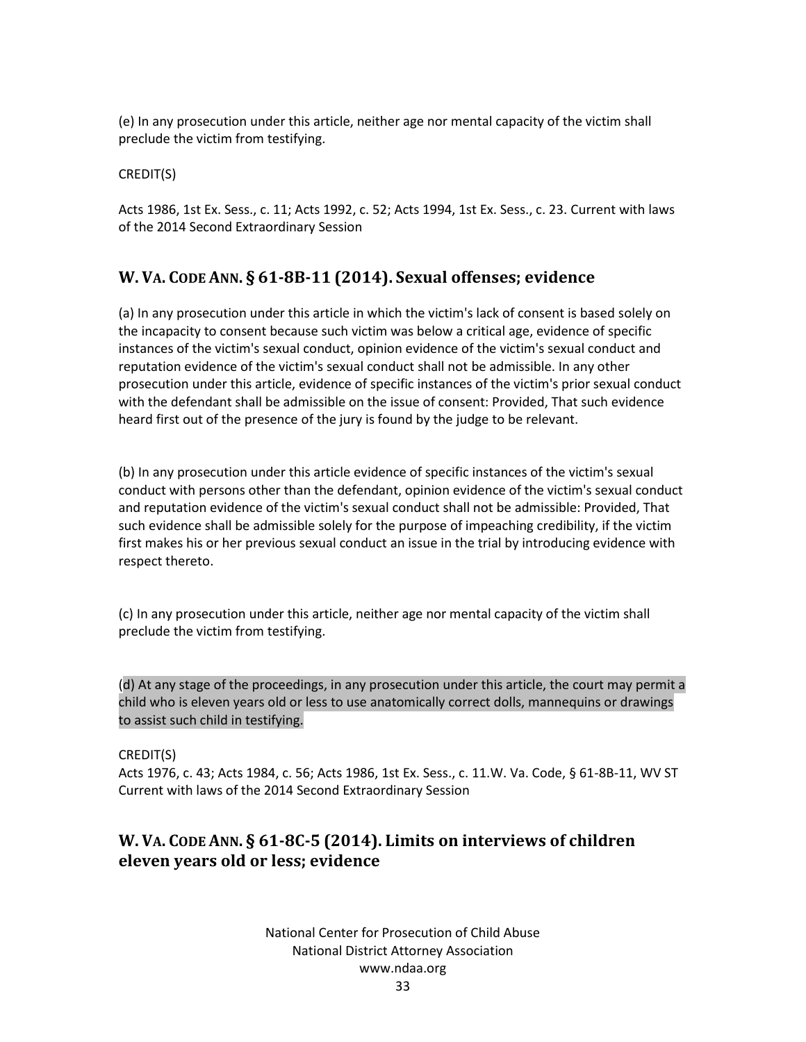(e) In any prosecution under this article, neither age nor mental capacity of the victim shall preclude the victim from testifying.

CREDIT(S)

Acts 1986, 1st Ex. Sess., c. 11; Acts 1992, c. 52; Acts 1994, 1st Ex. Sess., c. 23. Current with laws of the 2014 Second Extraordinary Session

## W. VA. CODE ANN. § 61-8B-11 (2014). Sexual offenses; evidence

(a) In any prosecution under this article in which the victim's lack of consent is based solely on the incapacity to consent because such victim was below a critical age, evidence of specific instances of the victim's sexual conduct, opinion evidence of the victim's sexual conduct and reputation evidence of the victim's sexual conduct shall not be admissible. In any other prosecution under this article, evidence of specific instances of the victim's prior sexual conduct with the defendant shall be admissible on the issue of consent: Provided, That such evidence heard first out of the presence of the jury is found by the judge to be relevant.

(b) In any prosecution under this article evidence of specific instances of the victim's sexual conduct with persons other than the defendant, opinion evidence of the victim's sexual conduct and reputation evidence of the victim's sexual conduct shall not be admissible: Provided, That such evidence shall be admissible solely for the purpose of impeaching credibility, if the victim first makes his or her previous sexual conduct an issue in the trial by introducing evidence with respect thereto.

(c) In any prosecution under this article, neither age nor mental capacity of the victim shall preclude the victim from testifying.

(d) At any stage of the proceedings, in any prosecution under this article, the court may permit a child who is eleven years old or less to use anatomically correct dolls, mannequins or drawings to assist such child in testifying.

CREDIT(S)
Acts 1976, c. 43; Acts 1984, c. 56; Acts 1986, 1st Ex. Sess., c. 11.W. Va. Code, § 61-8B-11, WV ST Current with laws of the 2014 Second Extraordinary Session

## W. VA. CODE ANN. § 61-8C-5 (2014). Limits on interviews of children eleven years old or less; evidence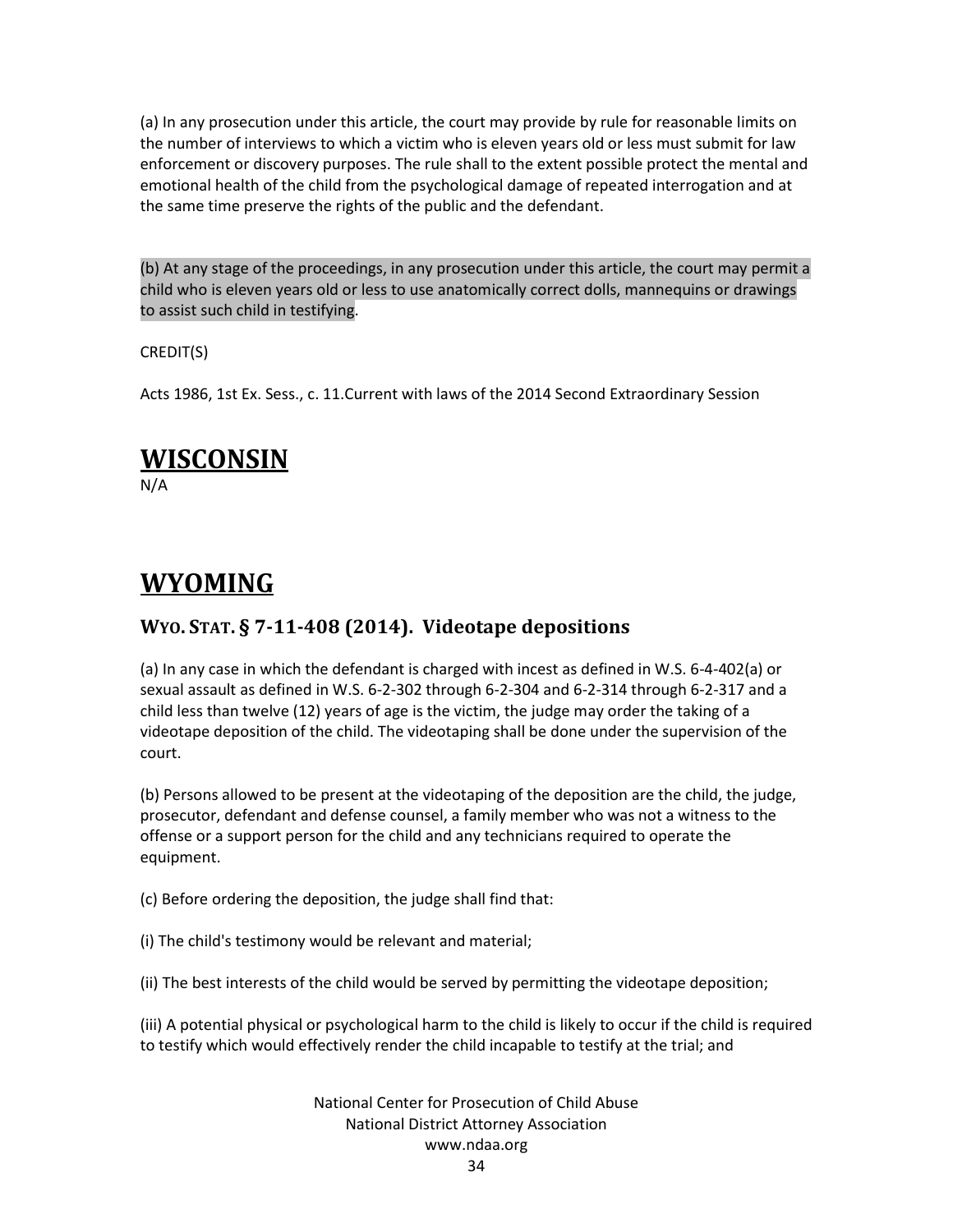(a) In any prosecution under this article, the court may provide by rule for reasonable limits on the number of interviews to which a victim who is eleven years old or less must submit for law enforcement or discovery purposes. The rule shall to the extent possible protect the mental and emotional health of the child from the psychological damage of repeated interrogation and at the same time preserve the rights of the public and the defendant.

(b) At any stage of the proceedings, in any prosecution under this article, the court may permit a child who is eleven years old or less to use anatomically correct dolls, mannequins or drawings to assist such child in testifying.

CREDIT(S)

Acts 1986, 1st Ex. Sess., c. 11.Current with laws of the 2014 Second Extraordinary Session

# WISCONSIN

N/A

# WYOMING

## WYO. STAT. § 7-11-408 (2014). Videotape depositions

(a) In any case in which the defendant is charged with incest as defined in W.S. 6-4-402(a) or sexual assault as defined in W.S. 6-2-302 through 6-2-304 and 6-2-314 through 6-2-317 and a child less than twelve (12) years of age is the victim, the judge may order the taking of a videotape deposition of the child. The videotaping shall be done under the supervision of the court.

(b) Persons allowed to be present at the videotaping of the deposition are the child, the judge, prosecutor, defendant and defense counsel, a family member who was not a witness to the offense or a support person for the child and any technicians required to operate the equipment.

(c) Before ordering the deposition, the judge shall find that:

(i) The child's testimony would be relevant and material;

(ii) The best interests of the child would be served by permitting the videotape deposition;

(iii) A potential physical or psychological harm to the child is likely to occur if the child is required to testify which would effectively render the child incapable to testify at the trial; and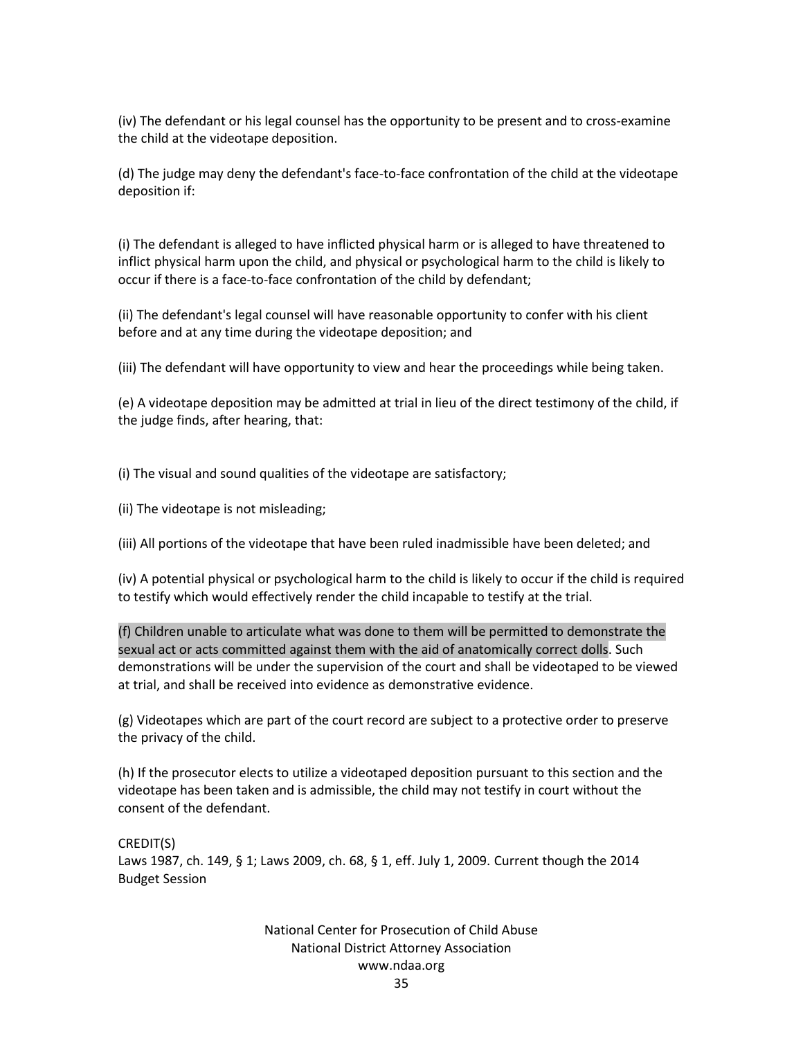(iv) The defendant or his legal counsel has the opportunity to be present and to cross-examine the child at the videotape deposition.

(d) The judge may deny the defendant's face-to-face confrontation of the child at the videotape deposition if:

(i) The defendant is alleged to have inflicted physical harm or is alleged to have threatened to inflict physical harm upon the child, and physical or psychological harm to the child is likely to occur if there is a face-to-face confrontation of the child by defendant;

(ii) The defendant's legal counsel will have reasonable opportunity to confer with his client before and at any time during the videotape deposition; and

(iii) The defendant will have opportunity to view and hear the proceedings while being taken.

(e) A videotape deposition may be admitted at trial in lieu of the direct testimony of the child, if the judge finds, after hearing, that:

(i) The visual and sound qualities of the videotape are satisfactory;

(ii) The videotape is not misleading;

(iii) All portions of the videotape that have been ruled inadmissible have been deleted; and

(iv) A potential physical or psychological harm to the child is likely to occur if the child is required to testify which would effectively render the child incapable to testify at the trial.

(f) Children unable to articulate what was done to them will be permitted to demonstrate the sexual act or acts committed against them with the aid of anatomically correct dolls. Such demonstrations will be under the supervision of the court and shall be videotaped to be viewed at trial, and shall be received into evidence as demonstrative evidence.

(g) Videotapes which are part of the court record are subject to a protective order to preserve the privacy of the child.

(h) If the prosecutor elects to utilize a videotaped deposition pursuant to this section and the videotape has been taken and is admissible, the child may not testify in court without the consent of the defendant.

CREDIT(S)
Laws 1987, ch. 149, § 1; Laws 2009, ch. 68, § 1, eff. July 1, 2009. Current though the 2014 Budget Session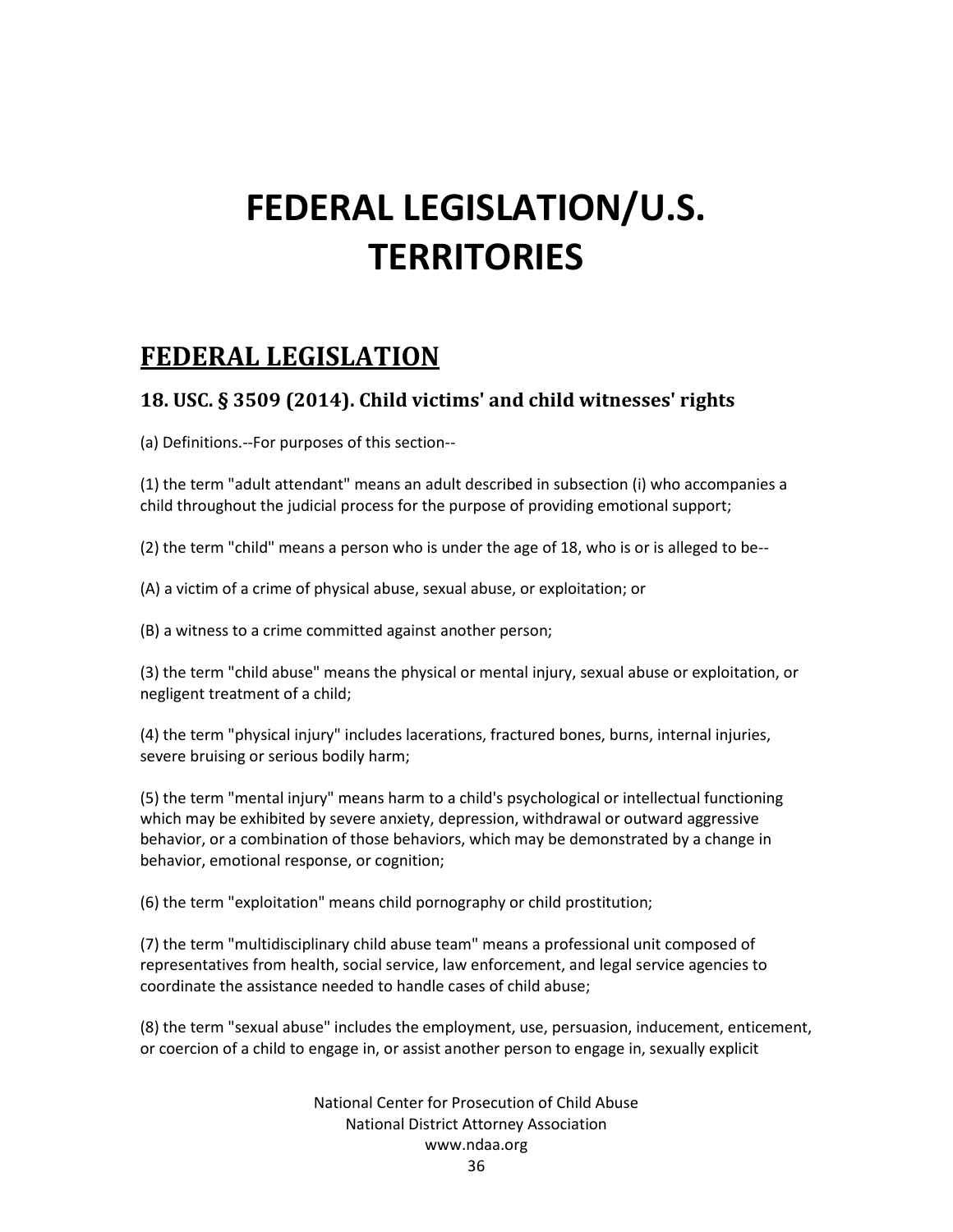# FEDERAL LEGISLATION/U.S. TERRITORIES

## FEDERAL LEGISLATION

### 18. USC. § 3509 (2014). Child victims' and child witnesses' rights

(a) Definitions.--For purposes of this section--

(1) the term "adult attendant" means an adult described in subsection (i) who accompanies a child throughout the judicial process for the purpose of providing emotional support;

(2) the term "child" means a person who is under the age of 18, who is or is alleged to be--

(A) a victim of a crime of physical abuse, sexual abuse, or exploitation; or

(B) a witness to a crime committed against another person;

(3) the term "child abuse" means the physical or mental injury, sexual abuse or exploitation, or negligent treatment of a child;

(4) the term "physical injury" includes lacerations, fractured bones, burns, internal injuries, severe bruising or serious bodily harm;

(5) the term "mental injury" means harm to a child's psychological or intellectual functioning which may be exhibited by severe anxiety, depression, withdrawal or outward aggressive behavior, or a combination of those behaviors, which may be demonstrated by a change in behavior, emotional response, or cognition;

(6) the term "exploitation" means child pornography or child prostitution;

(7) the term "multidisciplinary child abuse team" means a professional unit composed of representatives from health, social service, law enforcement, and legal service agencies to coordinate the assistance needed to handle cases of child abuse;

(8) the term "sexual abuse" includes the employment, use, persuasion, inducement, enticement, or coercion of a child to engage in, or assist another person to engage in, sexually explicit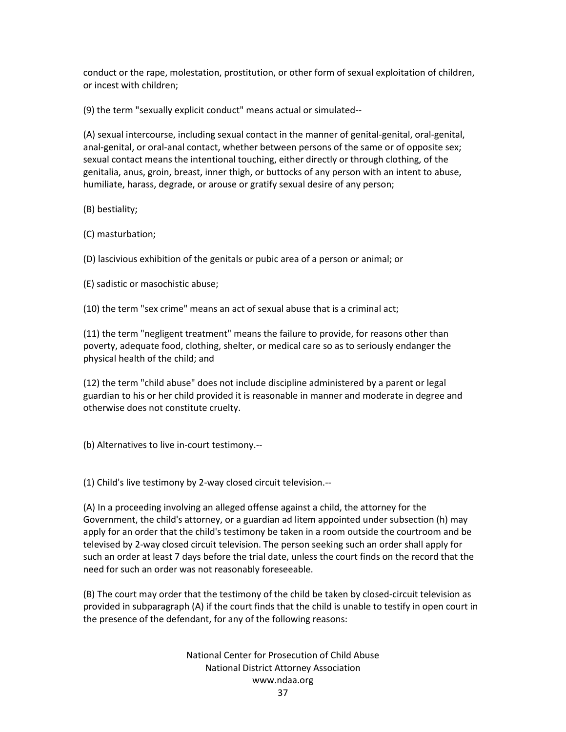conduct or the rape, molestation, prostitution, or other form of sexual exploitation of children, or incest with children;

(9) the term "sexually explicit conduct" means actual or simulated--

(A) sexual intercourse, including sexual contact in the manner of genital-genital, oral-genital, anal-genital, or oral-anal contact, whether between persons of the same or of opposite sex; sexual contact means the intentional touching, either directly or through clothing, of the genitalia, anus, groin, breast, inner thigh, or buttocks of any person with an intent to abuse, humiliate, harass, degrade, or arouse or gratify sexual desire of any person;

(B) bestiality;

(C) masturbation;

(D) lascivious exhibition of the genitals or pubic area of a person or animal; or

(E) sadistic or masochistic abuse;

(10) the term "sex crime" means an act of sexual abuse that is a criminal act;

(11) the term "negligent treatment" means the failure to provide, for reasons other than poverty, adequate food, clothing, shelter, or medical care so as to seriously endanger the physical health of the child; and

(12) the term "child abuse" does not include discipline administered by a parent or legal guardian to his or her child provided it is reasonable in manner and moderate in degree and otherwise does not constitute cruelty.

(b) Alternatives to live in-court testimony.--

(1) Child's live testimony by 2-way closed circuit television.--

(A) In a proceeding involving an alleged offense against a child, the attorney for the Government, the child's attorney, or a guardian ad litem appointed under subsection (h) may apply for an order that the child's testimony be taken in a room outside the courtroom and be televised by 2-way closed circuit television. The person seeking such an order shall apply for such an order at least 7 days before the trial date, unless the court finds on the record that the need for such an order was not reasonably foreseeable.

(B) The court may order that the testimony of the child be taken by closed-circuit television as provided in subparagraph (A) if the court finds that the child is unable to testify in open court in the presence of the defendant, for any of the following reasons: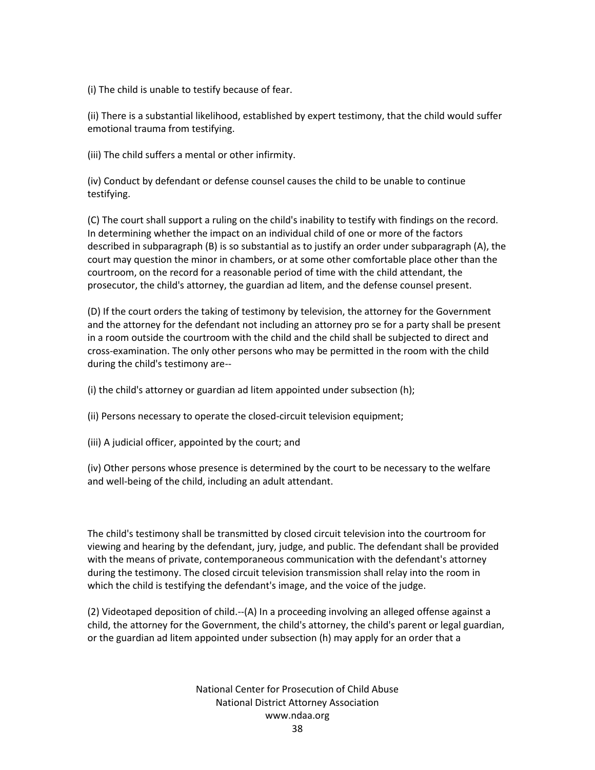(i) The child is unable to testify because of fear.

(ii) There is a substantial likelihood, established by expert testimony, that the child would suffer emotional trauma from testifying.

(iii) The child suffers a mental or other infirmity.

(iv) Conduct by defendant or defense counsel causes the child to be unable to continue testifying.

(C) The court shall support a ruling on the child's inability to testify with findings on the record. In determining whether the impact on an individual child of one or more of the factors described in subparagraph (B) is so substantial as to justify an order under subparagraph (A), the court may question the minor in chambers, or at some other comfortable place other than the courtroom, on the record for a reasonable period of time with the child attendant, the prosecutor, the child's attorney, the guardian ad litem, and the defense counsel present.

(D) If the court orders the taking of testimony by television, the attorney for the Government and the attorney for the defendant not including an attorney pro se for a party shall be present in a room outside the courtroom with the child and the child shall be subjected to direct and cross-examination. The only other persons who may be permitted in the room with the child during the child's testimony are--

(i) the child's attorney or guardian ad litem appointed under subsection (h);

(ii) Persons necessary to operate the closed-circuit television equipment;

(iii) A judicial officer, appointed by the court; and

(iv) Other persons whose presence is determined by the court to be necessary to the welfare and well-being of the child, including an adult attendant.

The child's testimony shall be transmitted by closed circuit television into the courtroom for viewing and hearing by the defendant, jury, judge, and public. The defendant shall be provided with the means of private, contemporaneous communication with the defendant's attorney during the testimony. The closed circuit television transmission shall relay into the room in which the child is testifying the defendant's image, and the voice of the judge.

(2) Videotaped deposition of child.--(A) In a proceeding involving an alleged offense against a child, the attorney for the Government, the child's attorney, the child's parent or legal guardian, or the guardian ad litem appointed under subsection (h) may apply for an order that a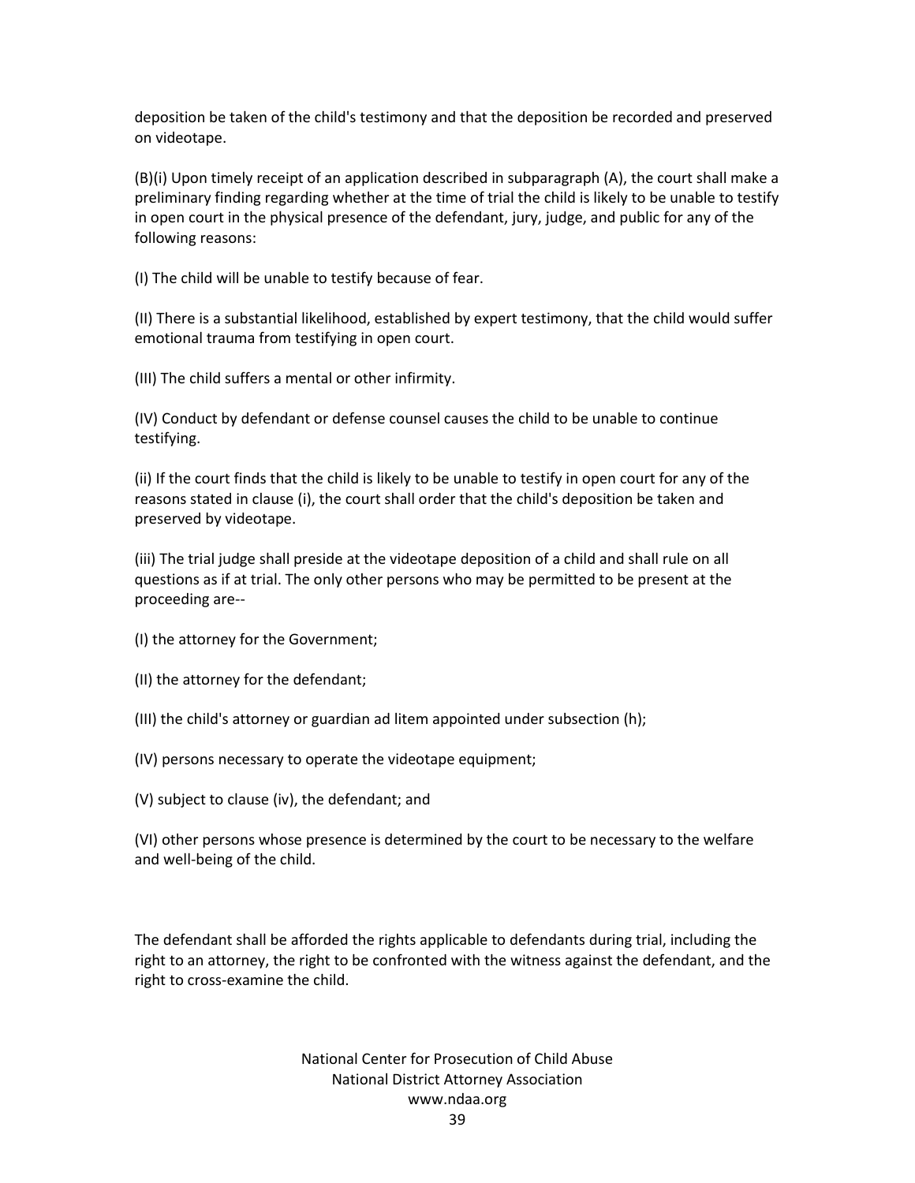deposition be taken of the child's testimony and that the deposition be recorded and preserved on videotape.

(B)(i) Upon timely receipt of an application described in subparagraph (A), the court shall make a preliminary finding regarding whether at the time of trial the child is likely to be unable to testify in open court in the physical presence of the defendant, jury, judge, and public for any of the following reasons:

(I) The child will be unable to testify because of fear.

(II) There is a substantial likelihood, established by expert testimony, that the child would suffer emotional trauma from testifying in open court.

(III) The child suffers a mental or other infirmity.

(IV) Conduct by defendant or defense counsel causes the child to be unable to continue testifying.

(ii) If the court finds that the child is likely to be unable to testify in open court for any of the reasons stated in clause (i), the court shall order that the child's deposition be taken and preserved by videotape.

(iii) The trial judge shall preside at the videotape deposition of a child and shall rule on all questions as if at trial. The only other persons who may be permitted to be present at the proceeding are--

(I) the attorney for the Government;

(II) the attorney for the defendant;

(III) the child's attorney or guardian ad litem appointed under subsection (h);

(IV) persons necessary to operate the videotape equipment;

(V) subject to clause (iv), the defendant; and

(VI) other persons whose presence is determined by the court to be necessary to the welfare and well-being of the child.

The defendant shall be afforded the rights applicable to defendants during trial, including the right to an attorney, the right to be confronted with the witness against the defendant, and the right to cross-examine the child.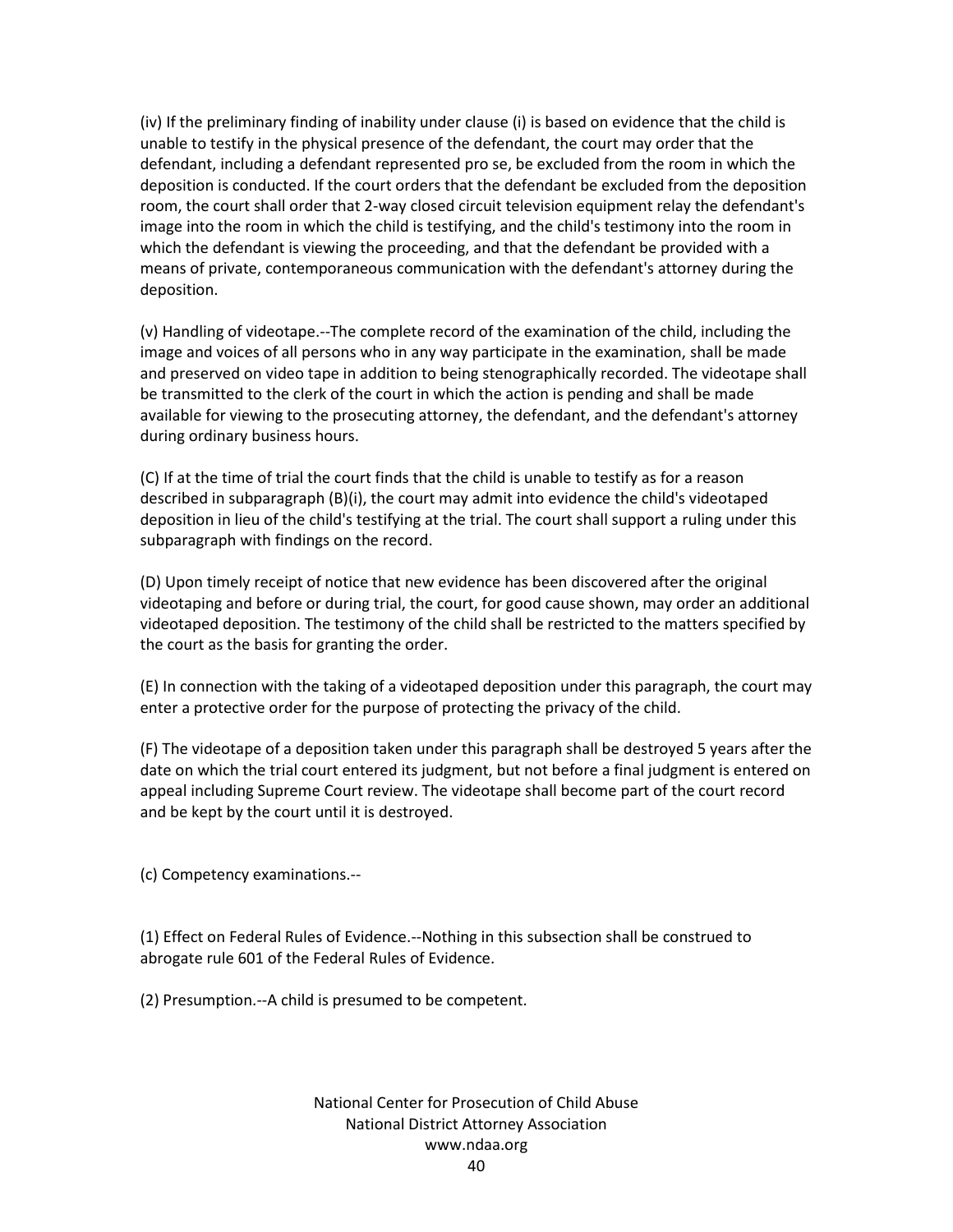(iv) If the preliminary finding of inability under clause (i) is based on evidence that the child is unable to testify in the physical presence of the defendant, the court may order that the defendant, including a defendant represented pro se, be excluded from the room in which the deposition is conducted. If the court orders that the defendant be excluded from the deposition room, the court shall order that 2-way closed circuit television equipment relay the defendant's image into the room in which the child is testifying, and the child's testimony into the room in which the defendant is viewing the proceeding, and that the defendant be provided with a means of private, contemporaneous communication with the defendant's attorney during the deposition.

(v) Handling of videotape.--The complete record of the examination of the child, including the image and voices of all persons who in any way participate in the examination, shall be made and preserved on video tape in addition to being stenographically recorded. The videotape shall be transmitted to the clerk of the court in which the action is pending and shall be made available for viewing to the prosecuting attorney, the defendant, and the defendant's attorney during ordinary business hours.

(C) If at the time of trial the court finds that the child is unable to testify as for a reason described in subparagraph (B)(i), the court may admit into evidence the child's videotaped deposition in lieu of the child's testifying at the trial. The court shall support a ruling under this subparagraph with findings on the record.

(D) Upon timely receipt of notice that new evidence has been discovered after the original videotaping and before or during trial, the court, for good cause shown, may order an additional videotaped deposition. The testimony of the child shall be restricted to the matters specified by the court as the basis for granting the order.

(E) In connection with the taking of a videotaped deposition under this paragraph, the court may enter a protective order for the purpose of protecting the privacy of the child.

(F) The videotape of a deposition taken under this paragraph shall be destroyed 5 years after the date on which the trial court entered its judgment, but not before a final judgment is entered on appeal including Supreme Court review. The videotape shall become part of the court record and be kept by the court until it is destroyed.

(c) Competency examinations.--

(1) Effect on Federal Rules of Evidence.--Nothing in this subsection shall be construed to abrogate rule 601 of the Federal Rules of Evidence.

(2) Presumption.--A child is presumed to be competent.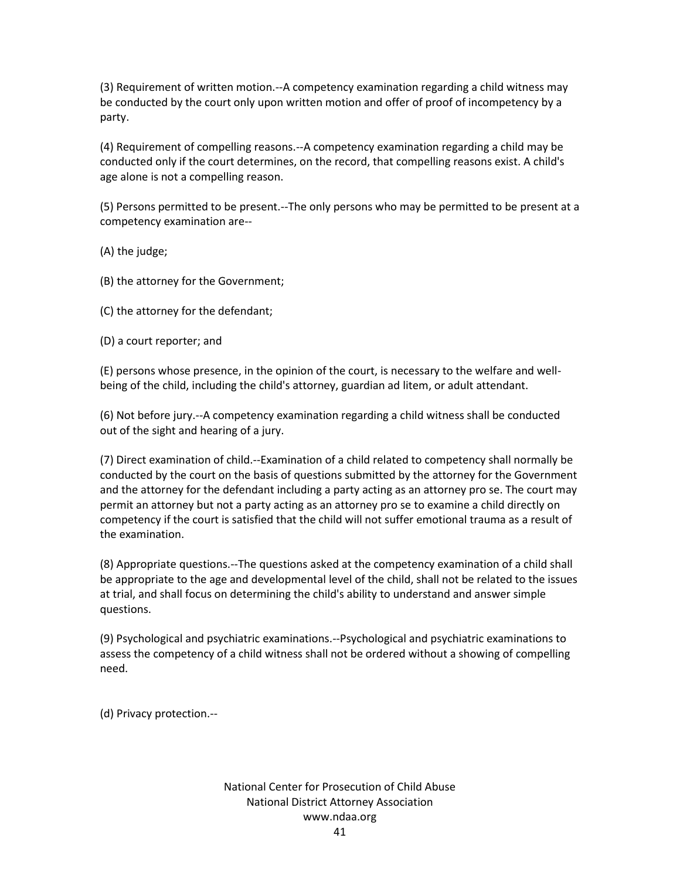(3) Requirement of written motion.--A competency examination regarding a child witness may be conducted by the court only upon written motion and offer of proof of incompetency by a party.

(4) Requirement of compelling reasons.--A competency examination regarding a child may be conducted only if the court determines, on the record, that compelling reasons exist. A child's age alone is not a compelling reason.

(5) Persons permitted to be present.--The only persons who may be permitted to be present at a competency examination are--

(A) the judge;

(B) the attorney for the Government;

(C) the attorney for the defendant;

(D) a court reporter; and

(E) persons whose presence, in the opinion of the court, is necessary to the welfare and well-being of the child, including the child's attorney, guardian ad litem, or adult attendant.

(6) Not before jury.--A competency examination regarding a child witness shall be conducted out of the sight and hearing of a jury.

(7) Direct examination of child.--Examination of a child related to competency shall normally be conducted by the court on the basis of questions submitted by the attorney for the Government and the attorney for the defendant including a party acting as an attorney pro se. The court may permit an attorney but not a party acting as an attorney pro se to examine a child directly on competency if the court is satisfied that the child will not suffer emotional trauma as a result of the examination.

(8) Appropriate questions.--The questions asked at the competency examination of a child shall be appropriate to the age and developmental level of the child, shall not be related to the issues at trial, and shall focus on determining the child's ability to understand and answer simple questions.

(9) Psychological and psychiatric examinations.--Psychological and psychiatric examinations to assess the competency of a child witness shall not be ordered without a showing of compelling need.

(d) Privacy protection.--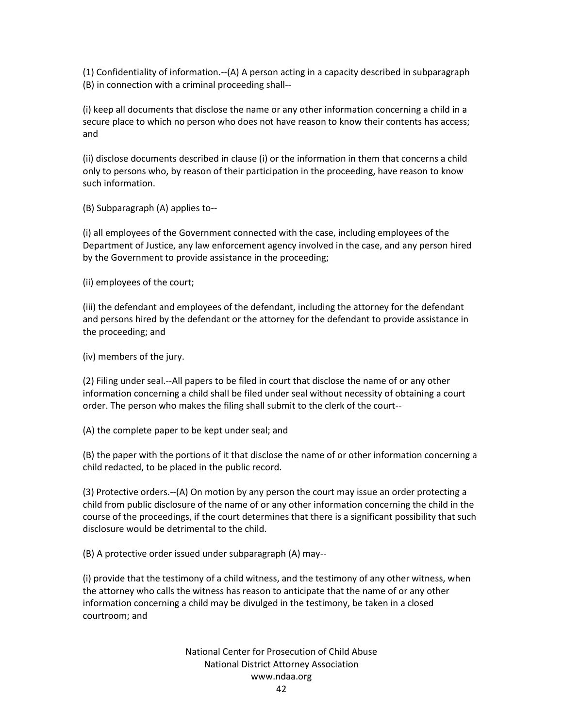(1) Confidentiality of information.--(A) A person acting in a capacity described in subparagraph (B) in connection with a criminal proceeding shall--

(i) keep all documents that disclose the name or any other information concerning a child in a secure place to which no person who does not have reason to know their contents has access; and

(ii) disclose documents described in clause (i) or the information in them that concerns a child only to persons who, by reason of their participation in the proceeding, have reason to know such information.

(B) Subparagraph (A) applies to--

(i) all employees of the Government connected with the case, including employees of the Department of Justice, any law enforcement agency involved in the case, and any person hired by the Government to provide assistance in the proceeding;

(ii) employees of the court;

(iii) the defendant and employees of the defendant, including the attorney for the defendant and persons hired by the defendant or the attorney for the defendant to provide assistance in the proceeding; and

(iv) members of the jury.

(2) Filing under seal.--All papers to be filed in court that disclose the name of or any other information concerning a child shall be filed under seal without necessity of obtaining a court order. The person who makes the filing shall submit to the clerk of the court--

(A) the complete paper to be kept under seal; and

(B) the paper with the portions of it that disclose the name of or other information concerning a child redacted, to be placed in the public record.

(3) Protective orders.--(A) On motion by any person the court may issue an order protecting a child from public disclosure of the name of or any other information concerning the child in the course of the proceedings, if the court determines that there is a significant possibility that such disclosure would be detrimental to the child.

(B) A protective order issued under subparagraph (A) may--

(i) provide that the testimony of a child witness, and the testimony of any other witness, when the attorney who calls the witness has reason to anticipate that the name of or any other information concerning a child may be divulged in the testimony, be taken in a closed courtroom; and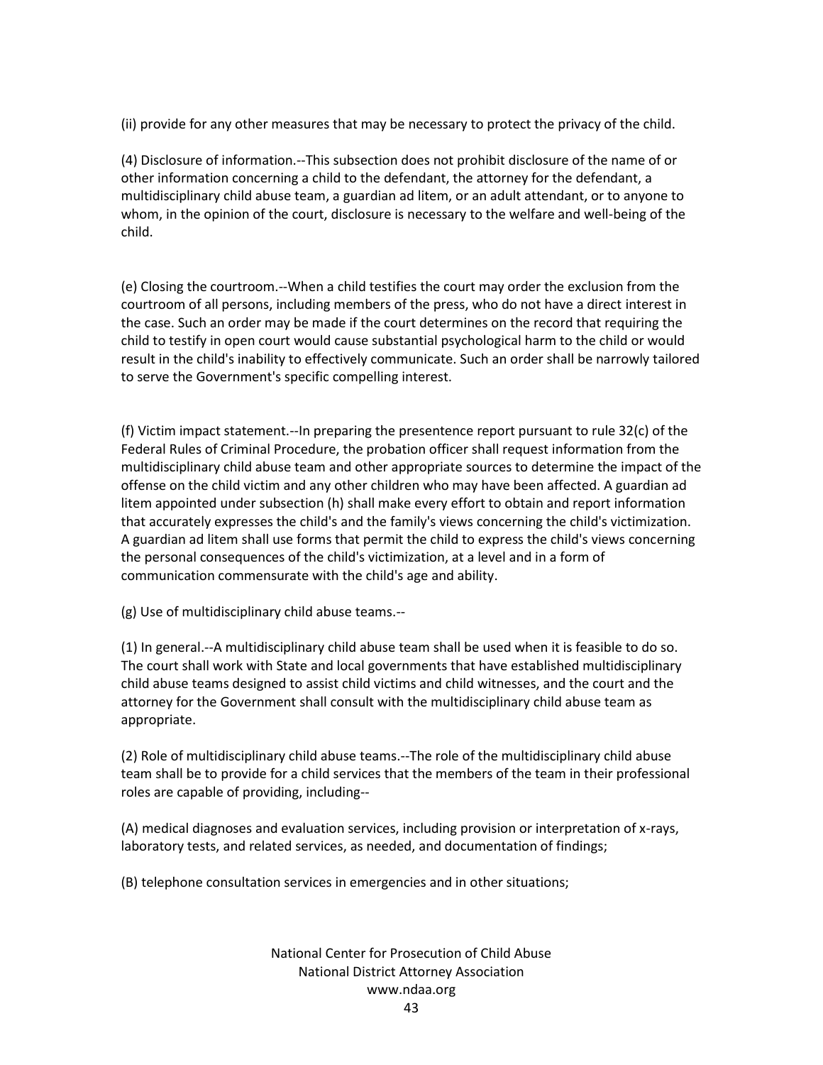(ii) provide for any other measures that may be necessary to protect the privacy of the child.

(4) Disclosure of information.--This subsection does not prohibit disclosure of the name of or other information concerning a child to the defendant, the attorney for the defendant, a multidisciplinary child abuse team, a guardian ad litem, or an adult attendant, or to anyone to whom, in the opinion of the court, disclosure is necessary to the welfare and well-being of the child.

(e) Closing the courtroom.--When a child testifies the court may order the exclusion from the courtroom of all persons, including members of the press, who do not have a direct interest in the case. Such an order may be made if the court determines on the record that requiring the child to testify in open court would cause substantial psychological harm to the child or would result in the child's inability to effectively communicate. Such an order shall be narrowly tailored to serve the Government's specific compelling interest.

(f) Victim impact statement.--In preparing the presentence report pursuant to rule 32(c) of the Federal Rules of Criminal Procedure, the probation officer shall request information from the multidisciplinary child abuse team and other appropriate sources to determine the impact of the offense on the child victim and any other children who may have been affected. A guardian ad litem appointed under subsection (h) shall make every effort to obtain and report information that accurately expresses the child's and the family's views concerning the child's victimization. A guardian ad litem shall use forms that permit the child to express the child's views concerning the personal consequences of the child's victimization, at a level and in a form of communication commensurate with the child's age and ability.

(g) Use of multidisciplinary child abuse teams.--

(1) In general.--A multidisciplinary child abuse team shall be used when it is feasible to do so. The court shall work with State and local governments that have established multidisciplinary child abuse teams designed to assist child victims and child witnesses, and the court and the attorney for the Government shall consult with the multidisciplinary child abuse team as appropriate.

(2) Role of multidisciplinary child abuse teams.--The role of the multidisciplinary child abuse team shall be to provide for a child services that the members of the team in their professional roles are capable of providing, including--

(A) medical diagnoses and evaluation services, including provision or interpretation of x-rays, laboratory tests, and related services, as needed, and documentation of findings;

(B) telephone consultation services in emergencies and in other situations;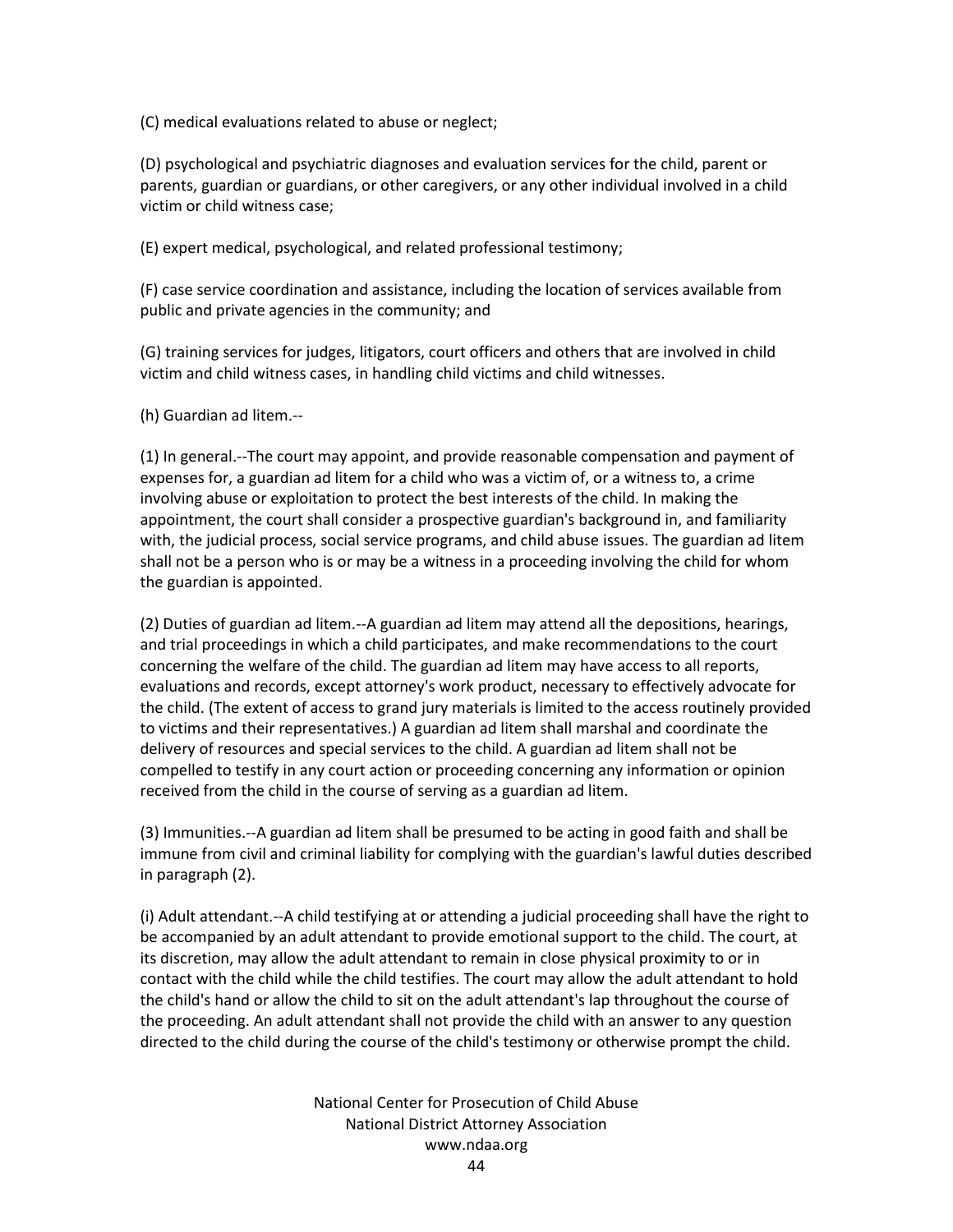(C) medical evaluations related to abuse or neglect;

(D) psychological and psychiatric diagnoses and evaluation services for the child, parent or parents, guardian or guardians, or other caregivers, or any other individual involved in a child victim or child witness case;

(E) expert medical, psychological, and related professional testimony;

(F) case service coordination and assistance, including the location of services available from public and private agencies in the community; and

(G) training services for judges, litigators, court officers and others that are involved in child victim and child witness cases, in handling child victims and child witnesses.

(h) Guardian ad litem.--

(1) In general.--The court may appoint, and provide reasonable compensation and payment of expenses for, a guardian ad litem for a child who was a victim of, or a witness to, a crime involving abuse or exploitation to protect the best interests of the child. In making the appointment, the court shall consider a prospective guardian's background in, and familiarity with, the judicial process, social service programs, and child abuse issues. The guardian ad litem shall not be a person who is or may be a witness in a proceeding involving the child for whom the guardian is appointed.

(2) Duties of guardian ad litem.--A guardian ad litem may attend all the depositions, hearings, and trial proceedings in which a child participates, and make recommendations to the court concerning the welfare of the child. The guardian ad litem may have access to all reports, evaluations and records, except attorney's work product, necessary to effectively advocate for the child. (The extent of access to grand jury materials is limited to the access routinely provided to victims and their representatives.) A guardian ad litem shall marshal and coordinate the delivery of resources and special services to the child. A guardian ad litem shall not be compelled to testify in any court action or proceeding concerning any information or opinion received from the child in the course of serving as a guardian ad litem.

(3) Immunities.--A guardian ad litem shall be presumed to be acting in good faith and shall be immune from civil and criminal liability for complying with the guardian's lawful duties described in paragraph (2).

(i) Adult attendant.--A child testifying at or attending a judicial proceeding shall have the right to be accompanied by an adult attendant to provide emotional support to the child. The court, at its discretion, may allow the adult attendant to remain in close physical proximity to or in contact with the child while the child testifies. The court may allow the adult attendant to hold the child's hand or allow the child to sit on the adult attendant's lap throughout the course of the proceeding. An adult attendant shall not provide the child with an answer to any question directed to the child during the course of the child's testimony or otherwise prompt the child.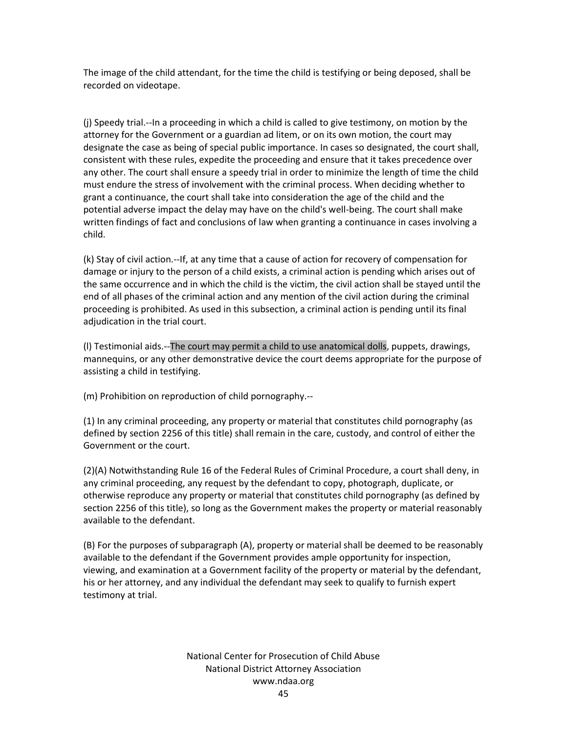The image of the child attendant, for the time the child is testifying or being deposed, shall be recorded on videotape.

(j) Speedy trial.--In a proceeding in which a child is called to give testimony, on motion by the attorney for the Government or a guardian ad litem, or on its own motion, the court may designate the case as being of special public importance. In cases so designated, the court shall, consistent with these rules, expedite the proceeding and ensure that it takes precedence over any other. The court shall ensure a speedy trial in order to minimize the length of time the child must endure the stress of involvement with the criminal process. When deciding whether to grant a continuance, the court shall take into consideration the age of the child and the potential adverse impact the delay may have on the child's well-being. The court shall make written findings of fact and conclusions of law when granting a continuance in cases involving a child.

(k) Stay of civil action.--If, at any time that a cause of action for recovery of compensation for damage or injury to the person of a child exists, a criminal action is pending which arises out of the same occurrence and in which the child is the victim, the civil action shall be stayed until the end of all phases of the criminal action and any mention of the civil action during the criminal proceeding is prohibited. As used in this subsection, a criminal action is pending until its final adjudication in the trial court.

(l) Testimonial aids.--The court may permit a child to use anatomical dolls, puppets, drawings, mannequins, or any other demonstrative device the court deems appropriate for the purpose of assisting a child in testifying.

(m) Prohibition on reproduction of child pornography.--

(1) In any criminal proceeding, any property or material that constitutes child pornography (as defined by section 2256 of this title) shall remain in the care, custody, and control of either the Government or the court.

(2)(A) Notwithstanding Rule 16 of the Federal Rules of Criminal Procedure, a court shall deny, in any criminal proceeding, any request by the defendant to copy, photograph, duplicate, or otherwise reproduce any property or material that constitutes child pornography (as defined by section 2256 of this title), so long as the Government makes the property or material reasonably available to the defendant.

(B) For the purposes of subparagraph (A), property or material shall be deemed to be reasonably available to the defendant if the Government provides ample opportunity for inspection, viewing, and examination at a Government facility of the property or material by the defendant, his or her attorney, and any individual the defendant may seek to qualify to furnish expert testimony at trial.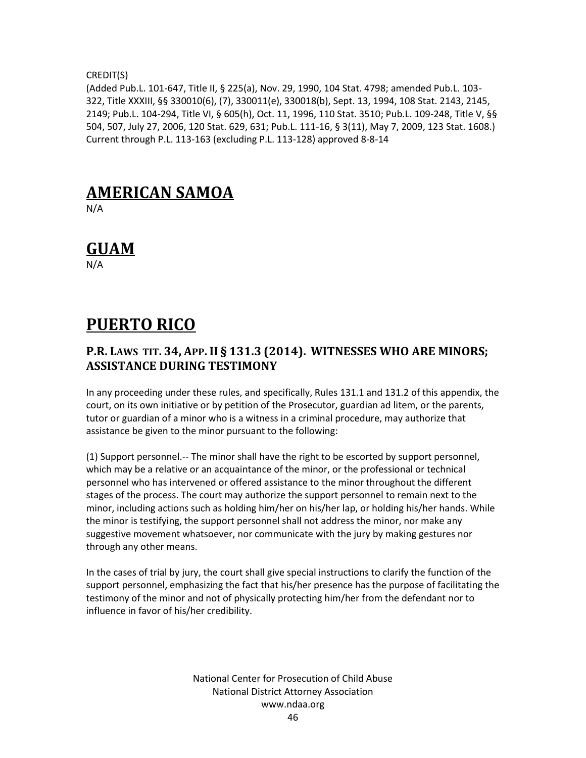CREDIT(S)
(Added Pub.L. 101-647, Title II, § 225(a), Nov. 29, 1990, 104 Stat. 4798; amended Pub.L. 103-322, Title XXXIII, §§ 330010(6), (7), 330011(e), 330018(b), Sept. 13, 1994, 108 Stat. 2143, 2145, 2149; Pub.L. 104-294, Title VI, § 605(h), Oct. 11, 1996, 110 Stat. 3510; Pub.L. 109-248, Title V, §§ 504, 507, July 27, 2006, 120 Stat. 629, 631; Pub.L. 111-16, § 3(11), May 7, 2009, 123 Stat. 1608.)
Current through P.L. 113-163 (excluding P.L. 113-128) approved 8-8-14

# AMERICAN SAMOA

N/A

# GUAM

N/A

# PUERTO RICO

## P.R. LAWS TIT. 34, APP. II § 131.3 (2014). WITNESSES WHO ARE MINORS; ASSISTANCE DURING TESTIMONY

In any proceeding under these rules, and specifically, Rules 131.1 and 131.2 of this appendix, the court, on its own initiative or by petition of the Prosecutor, guardian ad litem, or the parents, tutor or guardian of a minor who is a witness in a criminal procedure, may authorize that assistance be given to the minor pursuant to the following:

(1) Support personnel.-- The minor shall have the right to be escorted by support personnel, which may be a relative or an acquaintance of the minor, or the professional or technical personnel who has intervened or offered assistance to the minor throughout the different stages of the process. The court may authorize the support personnel to remain next to the minor, including actions such as holding him/her on his/her lap, or holding his/her hands. While the minor is testifying, the support personnel shall not address the minor, nor make any suggestive movement whatsoever, nor communicate with the jury by making gestures nor through any other means.

In the cases of trial by jury, the court shall give special instructions to clarify the function of the support personnel, emphasizing the fact that his/her presence has the purpose of facilitating the testimony of the minor and not of physically protecting him/her from the defendant nor to influence in favor of his/her credibility.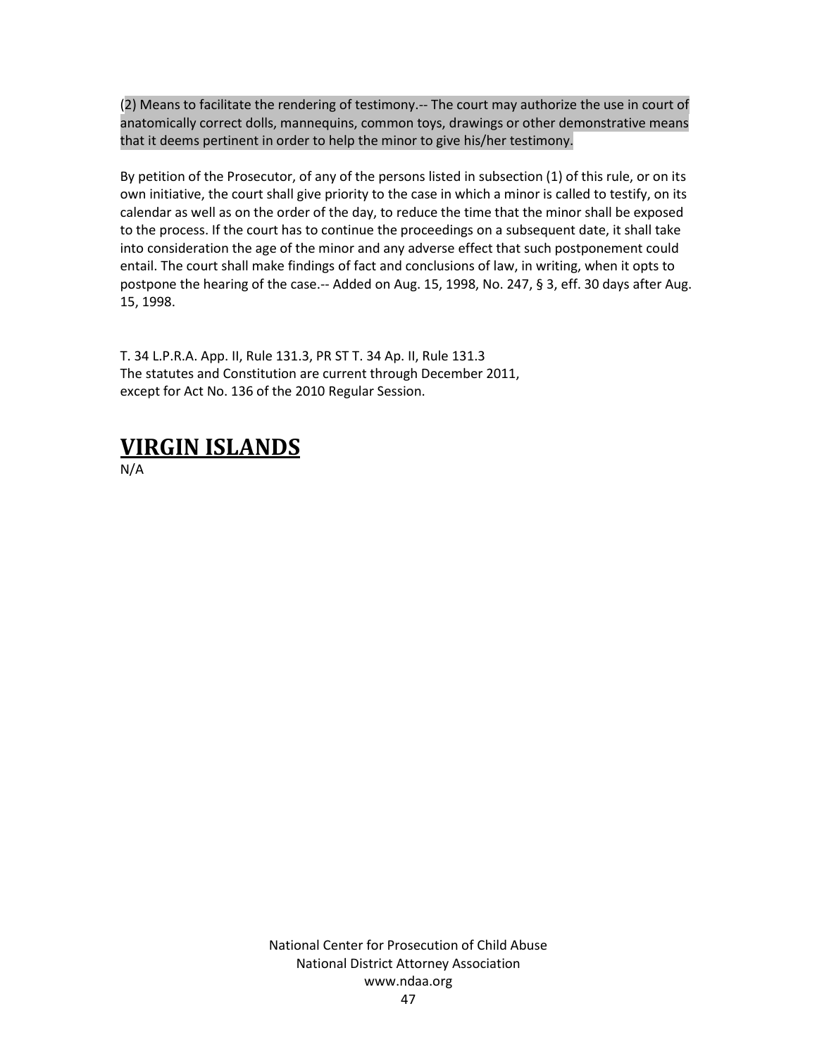(2) Means to facilitate the rendering of testimony.-- The court may authorize the use in court of anatomically correct dolls, mannequins, common toys, drawings or other demonstrative means that it deems pertinent in order to help the minor to give his/her testimony.

By petition of the Prosecutor, of any of the persons listed in subsection (1) of this rule, or on its own initiative, the court shall give priority to the case in which a minor is called to testify, on its calendar as well as on the order of the day, to reduce the time that the minor shall be exposed to the process. If the court has to continue the proceedings on a subsequent date, it shall take into consideration the age of the minor and any adverse effect that such postponement could entail. The court shall make findings of fact and conclusions of law, in writing, when it opts to postpone the hearing of the case.-- Added on Aug. 15, 1998, No. 247, § 3, eff. 30 days after Aug. 15, 1998.

T. 34 L.P.R.A. App. II, Rule 131.3, PR ST T. 34 Ap. II, Rule 131.3
The statutes and Constitution are current through December 2011,
except for Act No. 136 of the 2010 Regular Session.

# VIRGIN ISLANDS

N/A

National Center for Prosecution of Child Abuse
National District Attorney Association
www.ndaa.org